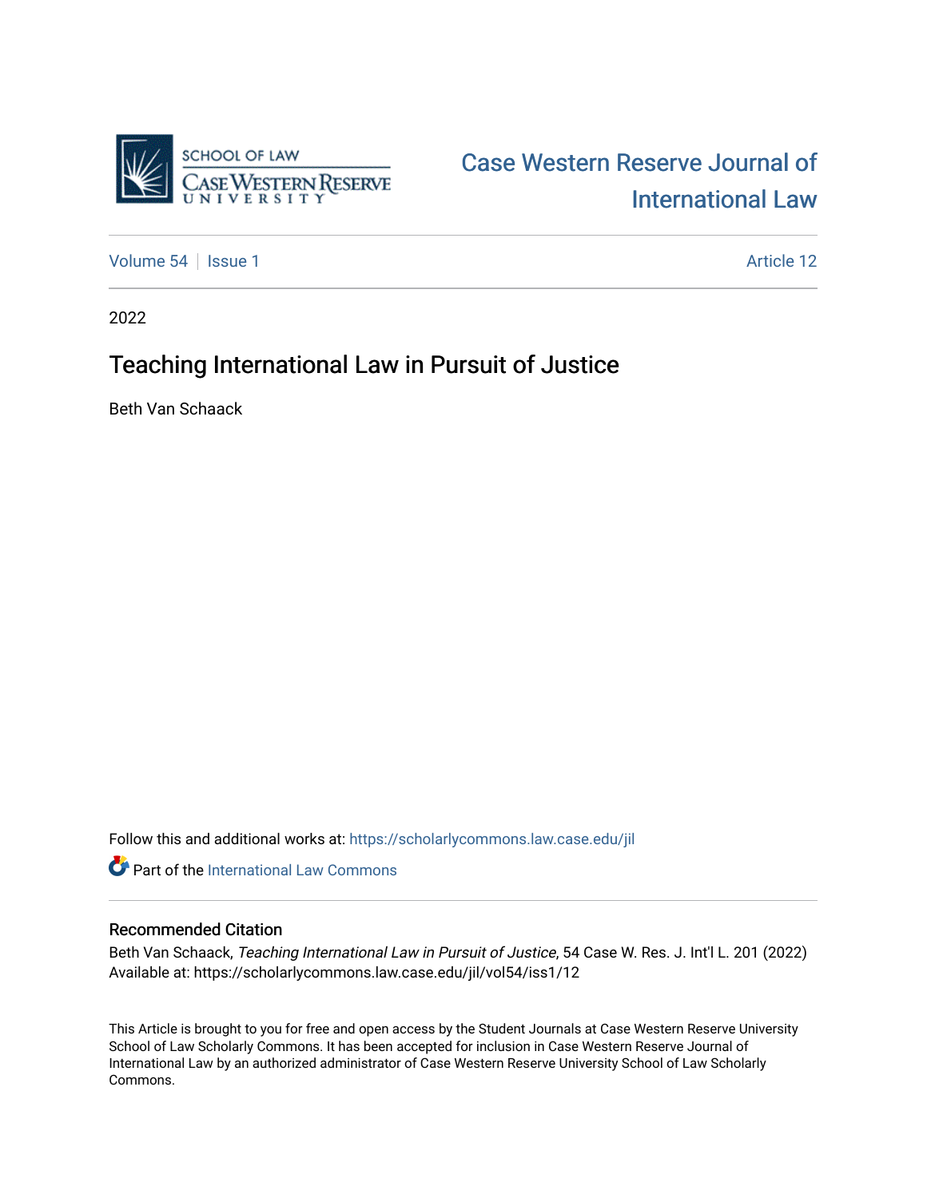Case Western Reserve Journal of International Law

Volume 54 | Issue 1 Article 12

2022

# Teaching International Law in Pursuit of Justice

Beth Van Schaack

Follow this and additional works at: https://scholarlycommons.law.case.edu/jil

Part of the International Law Commons

## Recommended Citation

Beth Van Schaack, *Teaching International Law in Pursuit of Justice*, 54 Case W. Res. J. Int'l L. 201 (2022)
Available at: https://scholarlycommons.law.case.edu/jil/vol54/iss1/12

This Article is brought to you for free and open access by the Student Journals at Case Western Reserve University School of Law Scholarly Commons. It has been accepted for inclusion in Case Western Reserve Journal of International Law by an authorized administrator of Case Western Reserve University School of Law Scholarly Commons.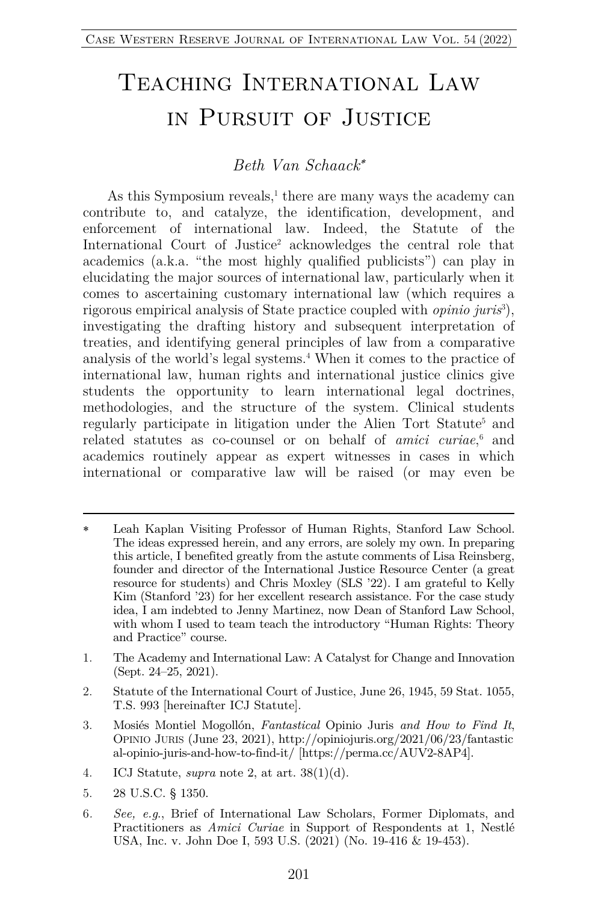# Teaching International Law in Pursuit of Justice

*Beth Van Schaack*[*]

As this Symposium reveals,[1] there are many ways the academy can contribute to, and catalyze, the identification, development, and enforcement of international law. Indeed, the Statute of the International Court of Justice[2] acknowledges the central role that academics (a.k.a. "the most highly qualified publicists") can play in elucidating the major sources of international law, particularly when it comes to ascertaining customary international law (which requires a rigorous empirical analysis of State practice coupled with *opinio juris*[3]), investigating the drafting history and subsequent interpretation of treaties, and identifying general principles of law from a comparative analysis of the world's legal systems.[4] When it comes to the practice of international law, human rights and international justice clinics give students the opportunity to learn international legal doctrines, methodologies, and the structure of the system. Clinical students regularly participate in litigation under the Alien Tort Statute[5] and related statutes as co-counsel or on behalf of *amici curiae*,[6] and academics routinely appear as expert witnesses in cases in which international or comparative law will be raised (or may even be

---

\* Leah Kaplan Visiting Professor of Human Rights, Stanford Law School. The ideas expressed herein, and any errors, are solely my own. In preparing this article, I benefited greatly from the astute comments of Lisa Reinsberg, founder and director of the International Justice Resource Center (a great resource for students) and Chris Moxley (SLS '22). I am grateful to Kelly Kim (Stanford '23) for her excellent research assistance. For the case study idea, I am indebted to Jenny Martinez, now Dean of Stanford Law School, with whom I used to team teach the introductory "Human Rights: Theory and Practice" course.

1. The Academy and International Law: A Catalyst for Change and Innovation (Sept. 24–25, 2021).

2. Statute of the International Court of Justice, June 26, 1945, 59 Stat. 1055, T.S. 993 [hereinafter ICJ Statute].

3. Mosiés Montiel Mogollón, *Fantastical* Opinio Juris *and How to Find It*, Opinio Juris (June 23, 2021), http://opiniojuris.org/2021/06/23/fantastical-opinio-juris-and-how-to-find-it/ [https://perma.cc/AUV2-8AP4].

4. ICJ Statute, *supra* note 2, at art. 38(1)(d).

5. 28 U.S.C. § 1350.

6. *See, e.g.*, Brief of International Law Scholars, Former Diplomats, and Practitioners as *Amici Curiae* in Support of Respondents at 1, Nestlé USA, Inc. v. John Doe I, 593 U.S. (2021) (No. 19-416 & 19-453).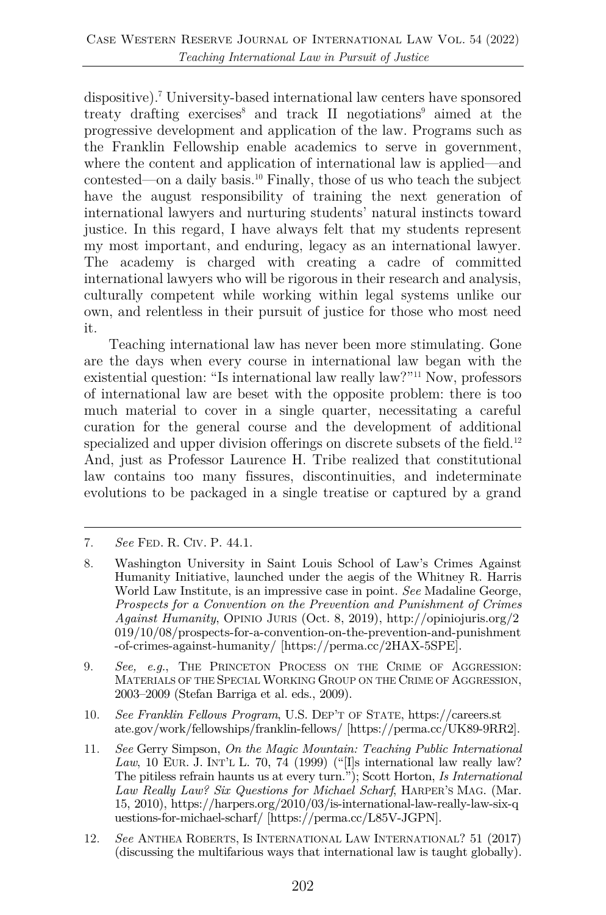dispositive).[7] University-based international law centers have sponsored treaty drafting exercises[8] and track II negotiations[9] aimed at the progressive development and application of the law. Programs such as the Franklin Fellowship enable academics to serve in government, where the content and application of international law is applied—and contested—on a daily basis.[10] Finally, those of us who teach the subject have the august responsibility of training the next generation of international lawyers and nurturing students' natural instincts toward justice. In this regard, I have always felt that my students represent my most important, and enduring, legacy as an international lawyer. The academy is charged with creating a cadre of committed international lawyers who will be rigorous in their research and analysis, culturally competent while working within legal systems unlike our own, and relentless in their pursuit of justice for those who most need it.

Teaching international law has never been more stimulating. Gone are the days when every course in international law began with the existential question: "Is international law really law?"[11] Now, professors of international law are beset with the opposite problem: there is too much material to cover in a single quarter, necessitating a careful curation for the general course and the development of additional specialized and upper division offerings on discrete subsets of the field.[12] And, just as Professor Laurence H. Tribe realized that constitutional law contains too many fissures, discontinuities, and indeterminate evolutions to be packaged in a single treatise or captured by a grand

---

7. *See* FED. R. CIV. P. 44.1.

8. Washington University in Saint Louis School of Law's Crimes Against Humanity Initiative, launched under the aegis of the Whitney R. Harris World Law Institute, is an impressive case in point. *See* Madaline George, *Prospects for a Convention on the Prevention and Punishment of Crimes Against Humanity*, OPINIO JURIS (Oct. 8, 2019), http://opiniojuris.org/2019/10/08/prospects-for-a-convention-on-the-prevention-and-punishment-of-crimes-against-humanity/ [https://perma.cc/2HAX-5SPE].

9. *See, e.g.*, THE PRINCETON PROCESS ON THE CRIME OF AGGRESSION: MATERIALS OF THE SPECIAL WORKING GROUP ON THE CRIME OF AGGRESSION, 2003–2009 (Stefan Barriga et al. eds., 2009).

10. *See Franklin Fellows Program*, U.S. DEP'T OF STATE, https://careers.state.gov/work/fellowships/franklin-fellows/ [https://perma.cc/UK89-9RR2].

11. *See* Gerry Simpson, *On the Magic Mountain: Teaching Public International Law*, 10 EUR. J. INT'L L. 70, 74 (1999) ("[I]s international law really law? The pitiless refrain haunts us at every turn."); Scott Horton, *Is International Law Really Law? Six Questions for Michael Scharf*, HARPER'S MAG. (Mar. 15, 2010), https://harpers.org/2010/03/is-international-law-really-law-six-questions-for-michael-scharf/ [https://perma.cc/L85V-JGPN].

12. *See* ANTHEA ROBERTS, IS INTERNATIONAL LAW INTERNATIONAL? 51 (2017) (discussing the multifarious ways that international law is taught globally).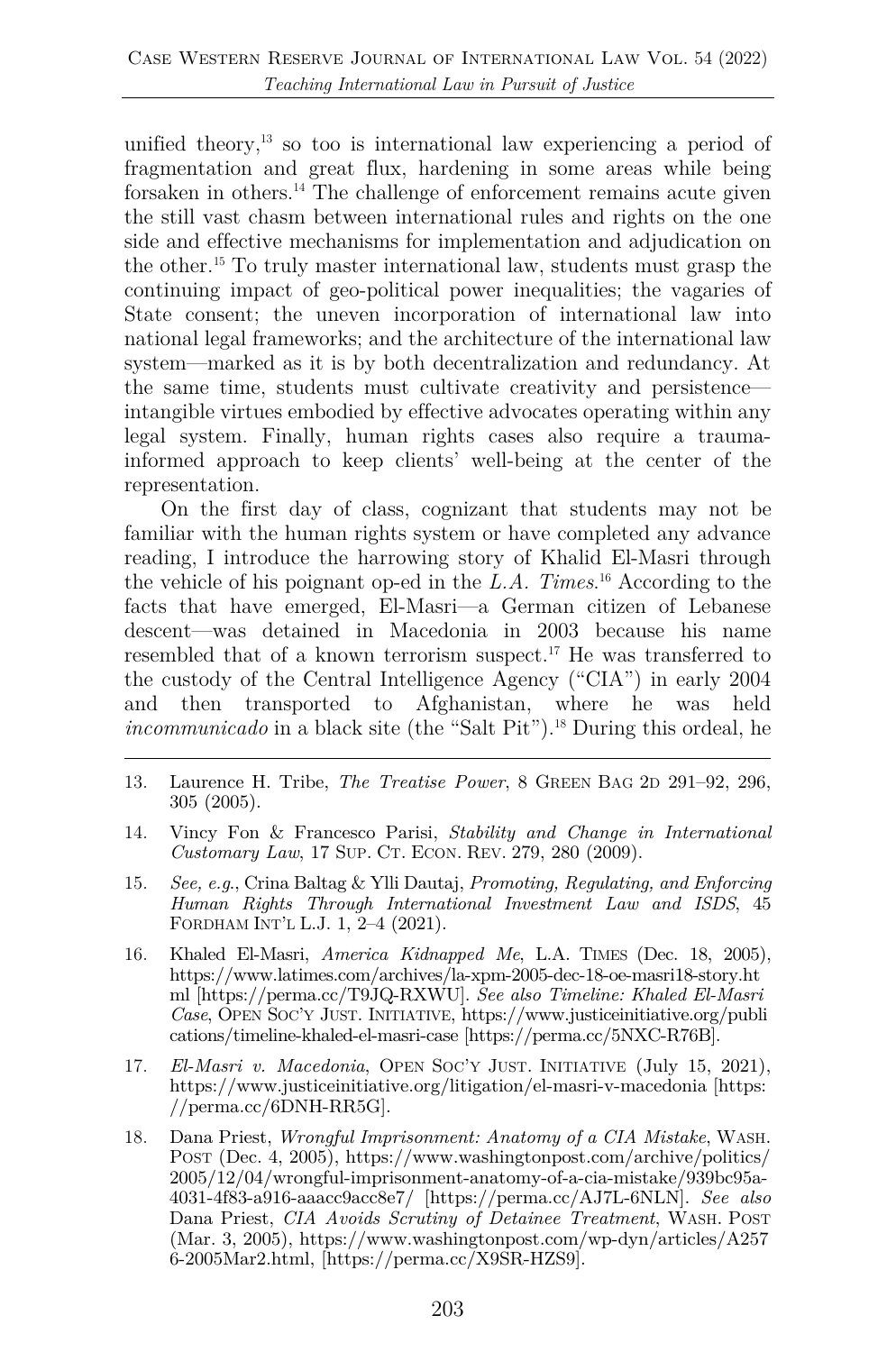unified theory,[13] so too is international law experiencing a period of fragmentation and great flux, hardening in some areas while being forsaken in others.[14] The challenge of enforcement remains acute given the still vast chasm between international rules and rights on the one side and effective mechanisms for implementation and adjudication on the other.[15] To truly master international law, students must grasp the continuing impact of geo-political power inequalities; the vagaries of State consent; the uneven incorporation of international law into national legal frameworks; and the architecture of the international law system—marked as it is by both decentralization and redundancy. At the same time, students must cultivate creativity and persistence—intangible virtues embodied by effective advocates operating within any legal system. Finally, human rights cases also require a trauma-informed approach to keep clients' well-being at the center of the representation.

On the first day of class, cognizant that students may not be familiar with the human rights system or have completed any advance reading, I introduce the harrowing story of Khalid El-Masri through the vehicle of his poignant op-ed in the *L.A. Times*.[16] According to the facts that have emerged, El-Masri—a German citizen of Lebanese descent—was detained in Macedonia in 2003 because his name resembled that of a known terrorism suspect.[17] He was transferred to the custody of the Central Intelligence Agency ("CIA") in early 2004 and then transported to Afghanistan, where he was held *incommunicado* in a black site (the "Salt Pit").[18] During this ordeal, he

---

13. Laurence H. Tribe, *The Treatise Power*, 8 GREEN BAG 2D 291–92, 296, 305 (2005).

14. Vincy Fon & Francesco Parisi, *Stability and Change in International Customary Law*, 17 SUP. CT. ECON. REV. 279, 280 (2009).

15. *See, e.g.*, Crina Baltag & Ylli Dautaj, *Promoting, Regulating, and Enforcing Human Rights Through International Investment Law and ISDS*, 45 FORDHAM INT'L L.J. 1, 2–4 (2021).

16. Khaled El-Masri, *America Kidnapped Me*, L.A. TIMES (Dec. 18, 2005), https://www.latimes.com/archives/la-xpm-2005-dec-18-oe-masri18-story.html [https://perma.cc/T9JQ-RXWU]. *See also Timeline: Khaled El-Masri Case*, OPEN SOC'Y JUST. INITIATIVE, https://www.justiceinitiative.org/publications/timeline-khaled-el-masri-case [https://perma.cc/5NXC-R76B].

17. *El-Masri v. Macedonia*, OPEN SOC'Y JUST. INITIATIVE (July 15, 2021), https://www.justiceinitiative.org/litigation/el-masri-v-macedonia [https://perma.cc/6DNH-RR5G].

18. Dana Priest, *Wrongful Imprisonment: Anatomy of a CIA Mistake*, WASH. POST (Dec. 4, 2005), https://www.washingtonpost.com/archive/politics/2005/12/04/wrongful-imprisonment-anatomy-of-a-cia-mistake/939bc95a-4031-4f83-a916-aaacc9acc8e7/ [https://perma.cc/AJ7L-6NLN]. *See also* Dana Priest, *CIA Avoids Scrutiny of Detainee Treatment*, WASH. POST (Mar. 3, 2005), https://www.washingtonpost.com/wp-dyn/articles/A2576-2005Mar2.html, [https://perma.cc/X9SR-HZS9].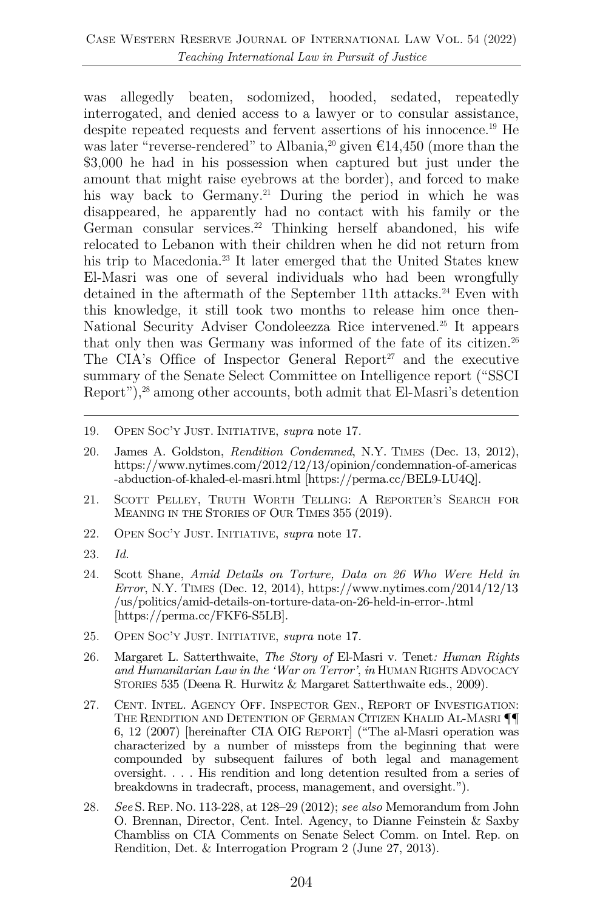was allegedly beaten, sodomized, hooded, sedated, repeatedly interrogated, and denied access to a lawyer or to consular assistance, despite repeated requests and fervent assertions of his innocence.[19] He was later "reverse-rendered" to Albania,[20] given €14,450 (more than the $3,000 he had in his possession when captured but just under the amount that might raise eyebrows at the border), and forced to make his way back to Germany.[21] During the period in which he was disappeared, he apparently had no contact with his family or the German consular services.[22] Thinking herself abandoned, his wife relocated to Lebanon with their children when he did not return from his trip to Macedonia.[23] It later emerged that the United States knew El-Masri was one of several individuals who had been wrongfully detained in the aftermath of the September 11th attacks.[24] Even with this knowledge, it still took two months to release him once then-National Security Adviser Condoleezza Rice intervened.[25] It appears that only then was Germany was informed of the fate of its citizen.[26] The CIA's Office of Inspector General Report[27] and the executive summary of the Senate Select Committee on Intelligence report ("SSCI Report"),[28] among other accounts, both admit that El-Masri's detention

---

19. Open Soc'y Just. Initiative, *supra* note 17.

20. James A. Goldston, *Rendition Condemned*, N.Y. Times (Dec. 13, 2012), https://www.nytimes.com/2012/12/13/opinion/condemnation-of-americas-abduction-of-khaled-el-masri.html [https://perma.cc/BEL9-LU4Q].

21. Scott Pelley, Truth Worth Telling: A Reporter's Search for Meaning in the Stories of Our Times 355 (2019).

22. Open Soc'y Just. Initiative, *supra* note 17.

23. *Id.*

24. Scott Shane, *Amid Details on Torture, Data on 26 Who Were Held in Error*, N.Y. Times (Dec. 12, 2014), https://www.nytimes.com/2014/12/13/us/politics/amid-details-on-torture-data-on-26-held-in-error-.html [https://perma.cc/FKF6-S5LB].

25. Open Soc'y Just. Initiative, *supra* note 17.

26. Margaret L. Satterthwaite, *The Story of* El-Masri v. Tenet*: Human Rights and Humanitarian Law in the 'War on Terror'*, *in* Human Rights Advocacy Stories 535 (Deena R. Hurwitz & Margaret Satterthwaite eds., 2009).

27. Cent. Intel. Agency Off. Inspector Gen., Report of Investigation: The Rendition and Detention of German Citizen Khalid Al-Masri ¶¶ 6, 12 (2007) [hereinafter CIA OIG Report] ("The al-Masri operation was characterized by a number of missteps from the beginning that were compounded by subsequent failures of both legal and management oversight. . . . His rendition and long detention resulted from a series of breakdowns in tradecraft, process, management, and oversight.").

28. *See* S. Rep. No. 113-228, at 128–29 (2012); *see also* Memorandum from John O. Brennan, Director, Cent. Intel. Agency, to Dianne Feinstein & Saxby Chambliss on CIA Comments on Senate Select Comm. on Intel. Rep. on Rendition, Det. & Interrogation Program 2 (June 27, 2013).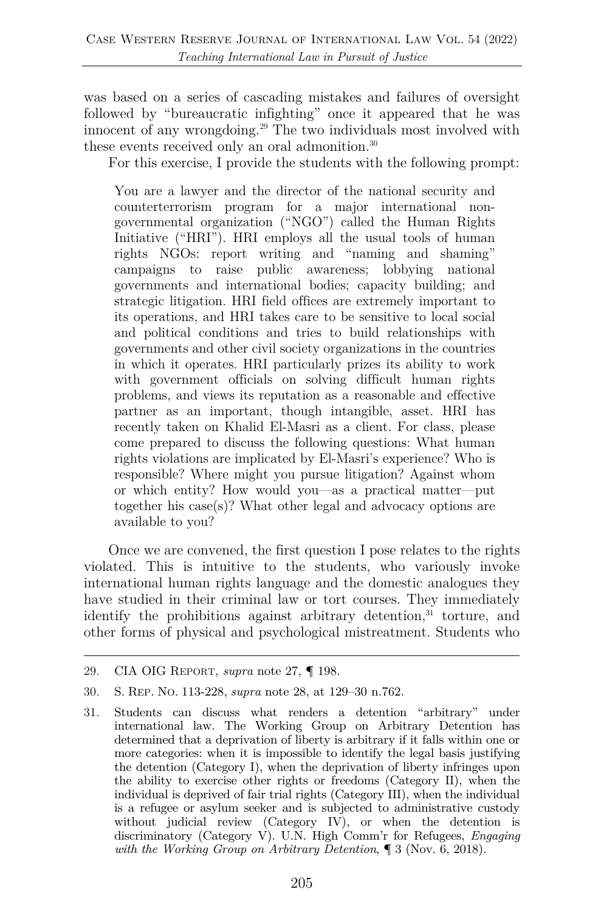was based on a series of cascading mistakes and failures of oversight followed by "bureaucratic infighting" once it appeared that he was innocent of any wrongdoing.[29] The two individuals most involved with these events received only an oral admonition.[30]

For this exercise, I provide the students with the following prompt:

> You are a lawyer and the director of the national security and counterterrorism program for a major international non-governmental organization ("NGO") called the Human Rights Initiative ("HRI"). HRI employs all the usual tools of human rights NGOs: report writing and "naming and shaming" campaigns to raise public awareness; lobbying national governments and international bodies; capacity building; and strategic litigation. HRI field offices are extremely important to its operations, and HRI takes care to be sensitive to local social and political conditions and tries to build relationships with governments and other civil society organizations in the countries in which it operates. HRI particularly prizes its ability to work with government officials on solving difficult human rights problems, and views its reputation as a reasonable and effective partner as an important, though intangible, asset. HRI has recently taken on Khalid El-Masri as a client. For class, please come prepared to discuss the following questions: What human rights violations are implicated by El-Masri's experience? Who is responsible? Where might you pursue litigation? Against whom or which entity? How would you—as a practical matter—put together his case(s)? What other legal and advocacy options are available to you?

Once we are convened, the first question I pose relates to the rights violated. This is intuitive to the students, who variously invoke international human rights language and the domestic analogues they have studied in their criminal law or tort courses. They immediately identify the prohibitions against arbitrary detention,[31] torture, and other forms of physical and psychological mistreatment. Students who

---

29. CIA OIG Report, *supra* note 27, ¶ 198.

30. S. Rep. No. 113-228, *supra* note 28, at 129–30 n.762.

31. Students can discuss what renders a detention "arbitrary" under international law. The Working Group on Arbitrary Detention has determined that a deprivation of liberty is arbitrary if it falls within one or more categories: when it is impossible to identify the legal basis justifying the detention (Category I), when the deprivation of liberty infringes upon the ability to exercise other rights or freedoms (Category II), when the individual is deprived of fair trial rights (Category III), when the individual is a refugee or asylum seeker and is subjected to administrative custody without judicial review (Category IV), or when the detention is discriminatory (Category V). U.N. High Comm'r for Refugees, *Engaging with the Working Group on Arbitrary Detention*, ¶ 3 (Nov. 6, 2018).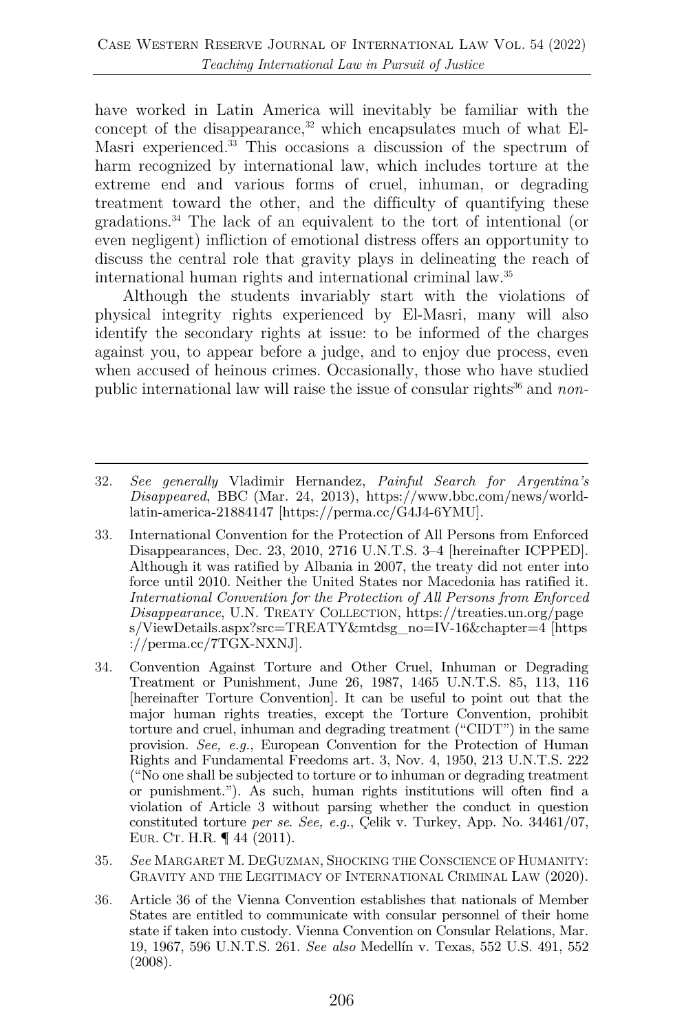have worked in Latin America will inevitably be familiar with the concept of the disappearance,[32] which encapsulates much of what El-Masri experienced.[33] This occasions a discussion of the spectrum of harm recognized by international law, which includes torture at the extreme end and various forms of cruel, inhuman, or degrading treatment toward the other, and the difficulty of quantifying these gradations.[34] The lack of an equivalent to the tort of intentional (or even negligent) infliction of emotional distress offers an opportunity to discuss the central role that gravity plays in delineating the reach of international human rights and international criminal law.[35]

Although the students invariably start with the violations of physical integrity rights experienced by El-Masri, many will also identify the secondary rights at issue: to be informed of the charges against you, to appear before a judge, and to enjoy due process, even when accused of heinous crimes. Occasionally, those who have studied public international law will raise the issue of consular rights[36] and *non-*

---

32. *See generally* Vladimir Hernandez, *Painful Search for Argentina's Disappeared*, BBC (Mar. 24, 2013), https://www.bbc.com/news/world-latin-america-21884147 [https://perma.cc/G4J4-6YMU].

33. International Convention for the Protection of All Persons from Enforced Disappearances, Dec. 23, 2010, 2716 U.N.T.S. 3–4 [hereinafter ICPPED]. Although it was ratified by Albania in 2007, the treaty did not enter into force until 2010. Neither the United States nor Macedonia has ratified it. *International Convention for the Protection of All Persons from Enforced Disappearance*, U.N. TREATY COLLECTION, https://treaties.un.org/pages/ViewDetails.aspx?src=TREATY&mtdsg_no=IV-16&chapter=4 [https://perma.cc/7TGX-NXNJ].

34. Convention Against Torture and Other Cruel, Inhuman or Degrading Treatment or Punishment, June 26, 1987, 1465 U.N.T.S. 85, 113, 116 [hereinafter Torture Convention]. It can be useful to point out that the major human rights treaties, except the Torture Convention, prohibit torture and cruel, inhuman and degrading treatment ("CIDT") in the same provision. *See, e.g.*, European Convention for the Protection of Human Rights and Fundamental Freedoms art. 3, Nov. 4, 1950, 213 U.N.T.S. 222 ("No one shall be subjected to torture or to inhuman or degrading treatment or punishment."). As such, human rights institutions will often find a violation of Article 3 without parsing whether the conduct in question constituted torture *per se*. *See, e.g.*, Çelik v. Turkey, App. No. 34461/07, EUR. CT. H.R. ¶ 44 (2011).

35. *See* MARGARET M. DEGUZMAN, SHOCKING THE CONSCIENCE OF HUMANITY: GRAVITY AND THE LEGITIMACY OF INTERNATIONAL CRIMINAL LAW (2020).

36. Article 36 of the Vienna Convention establishes that nationals of Member States are entitled to communicate with consular personnel of their home state if taken into custody. Vienna Convention on Consular Relations, Mar. 19, 1967, 596 U.N.T.S. 261. *See also* Medellín v. Texas, 552 U.S. 491, 552 (2008).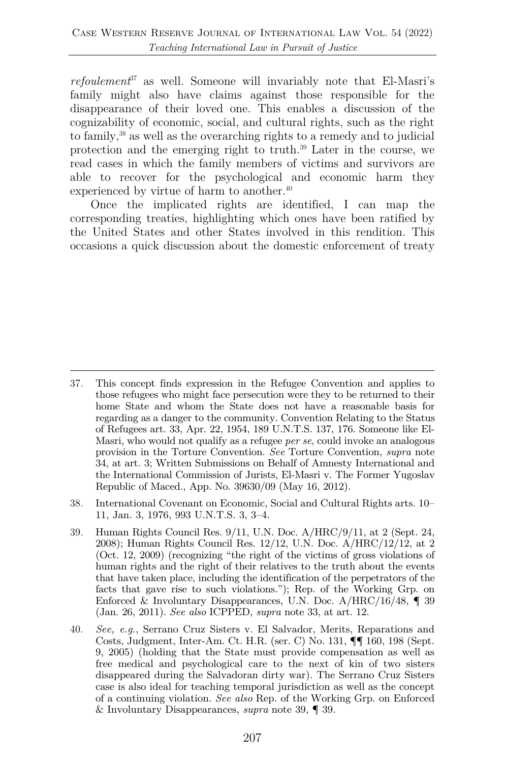*refoulement*[37] as well. Someone will invariably note that El-Masri's family might also have claims against those responsible for the disappearance of their loved one. This enables a discussion of the cognizability of economic, social, and cultural rights, such as the right to family,[38] as well as the overarching rights to a remedy and to judicial protection and the emerging right to truth.[39] Later in the course, we read cases in which the family members of victims and survivors are able to recover for the psychological and economic harm they experienced by virtue of harm to another.[40]

Once the implicated rights are identified, I can map the corresponding treaties, highlighting which ones have been ratified by the United States and other States involved in this rendition. This occasions a quick discussion about the domestic enforcement of treaty

---

37. This concept finds expression in the Refugee Convention and applies to those refugees who might face persecution were they to be returned to their home State and whom the State does not have a reasonable basis for regarding as a danger to the community. Convention Relating to the Status of Refugees art. 33, Apr. 22, 1954, 189 U.N.T.S. 137, 176. Someone like El-Masri, who would not qualify as a refugee *per se*, could invoke an analogous provision in the Torture Convention. *See* Torture Convention, *supra* note 34, at art. 3; Written Submissions on Behalf of Amnesty International and the International Commission of Jurists, El-Masri v. The Former Yugoslav Republic of Maced., App. No. 39630/09 (May 16, 2012).

38. International Covenant on Economic, Social and Cultural Rights arts. 10–11, Jan. 3, 1976, 993 U.N.T.S. 3, 3–4.

39. Human Rights Council Res. 9/11, U.N. Doc. A/HRC/9/11, at 2 (Sept. 24, 2008); Human Rights Council Res. 12/12, U.N. Doc. A/HRC/12/12, at 2 (Oct. 12, 2009) (recognizing "the right of the victims of gross violations of human rights and the right of their relatives to the truth about the events that have taken place, including the identification of the perpetrators of the facts that gave rise to such violations."); Rep. of the Working Grp. on Enforced & Involuntary Disappearances, U.N. Doc. A/HRC/16/48, ¶ 39 (Jan. 26, 2011). *See also* ICPPED, *supra* note 33, at art. 12.

40. *See, e.g.*, Serrano Cruz Sisters v. El Salvador, Merits, Reparations and Costs, Judgment, Inter-Am. Ct. H.R. (ser. C) No. 131, ¶¶ 160, 198 (Sept. 9, 2005) (holding that the State must provide compensation as well as free medical and psychological care to the next of kin of two sisters disappeared during the Salvadoran dirty war). The Serrano Cruz Sisters case is also ideal for teaching temporal jurisdiction as well as the concept of a continuing violation. *See also* Rep. of the Working Grp. on Enforced & Involuntary Disappearances, *supra* note 39, ¶ 39.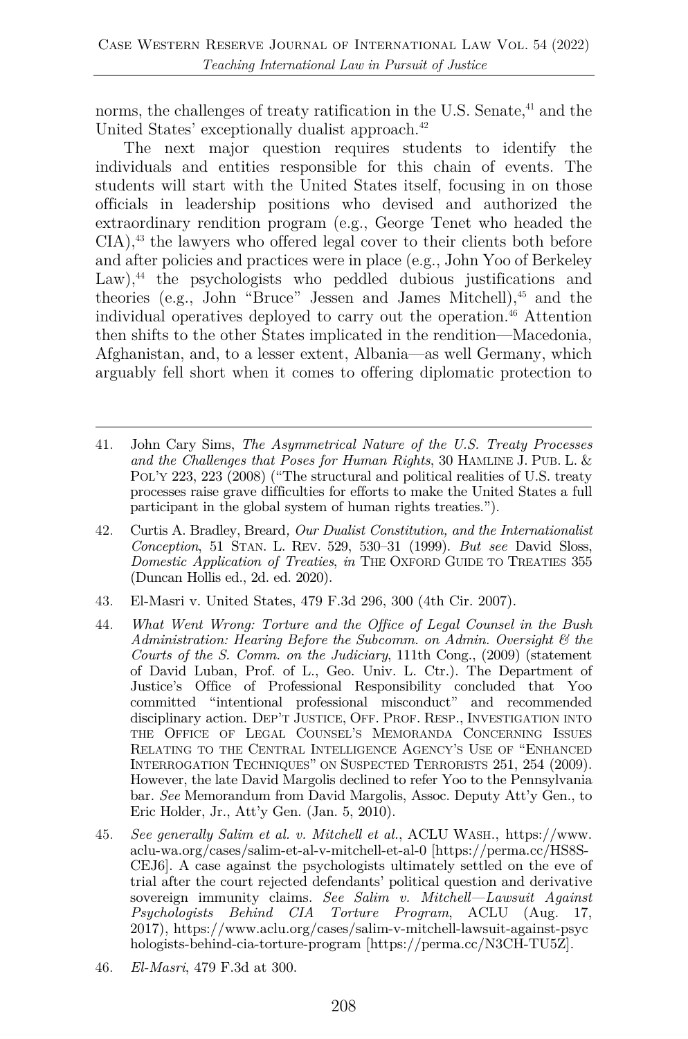norms, the challenges of treaty ratification in the U.S. Senate,[41] and the United States' exceptionally dualist approach.[42]

The next major question requires students to identify the individuals and entities responsible for this chain of events. The students will start with the United States itself, focusing in on those officials in leadership positions who devised and authorized the extraordinary rendition program (e.g., George Tenet who headed the CIA),[43] the lawyers who offered legal cover to their clients both before and after policies and practices were in place (e.g., John Yoo of Berkeley Law),[44] the psychologists who peddled dubious justifications and theories (e.g., John "Bruce" Jessen and James Mitchell),[45] and the individual operatives deployed to carry out the operation.[46] Attention then shifts to the other States implicated in the rendition—Macedonia, Afghanistan, and, to a lesser extent, Albania—as well Germany, which arguably fell short when it comes to offering diplomatic protection to

---

41. John Cary Sims, *The Asymmetrical Nature of the U.S. Treaty Processes and the Challenges that Poses for Human Rights*, 30 HAMLINE J. PUB. L. & POL'Y 223, 223 (2008) ("The structural and political realities of U.S. treaty processes raise grave difficulties for efforts to make the United States a full participant in the global system of human rights treaties.").

42. Curtis A. Bradley, Breard*, Our Dualist Constitution, and the Internationalist Conception*, 51 STAN. L. REV. 529, 530–31 (1999). *But see* David Sloss, *Domestic Application of Treaties*, *in* THE OXFORD GUIDE TO TREATIES 355 (Duncan Hollis ed., 2d. ed. 2020).

43. El-Masri v. United States, 479 F.3d 296, 300 (4th Cir. 2007).

44. *What Went Wrong: Torture and the Office of Legal Counsel in the Bush Administration: Hearing Before the Subcomm. on Admin. Oversight & the Courts of the S. Comm. on the Judiciary*, 111th Cong., (2009) (statement of David Luban, Prof. of L., Geo. Univ. L. Ctr.). The Department of Justice's Office of Professional Responsibility concluded that Yoo committed "intentional professional misconduct" and recommended disciplinary action. DEP'T JUSTICE, OFF. PROF. RESP., INVESTIGATION INTO THE OFFICE OF LEGAL COUNSEL'S MEMORANDA CONCERNING ISSUES RELATING TO THE CENTRAL INTELLIGENCE AGENCY'S USE OF "ENHANCED INTERROGATION TECHNIQUES" ON SUSPECTED TERRORISTS 251, 254 (2009). However, the late David Margolis declined to refer Yoo to the Pennsylvania bar. *See* Memorandum from David Margolis, Assoc. Deputy Att'y Gen., to Eric Holder, Jr., Att'y Gen. (Jan. 5, 2010).

45. *See generally Salim et al. v. Mitchell et al.*, ACLU WASH., https://www.aclu-wa.org/cases/salim-et-al-v-mitchell-et-al-0 [https://perma.cc/HS8S-CEJ6]. A case against the psychologists ultimately settled on the eve of trial after the court rejected defendants' political question and derivative sovereign immunity claims. *See Salim v. Mitchell—Lawsuit Against Psychologists Behind CIA Torture Program*, ACLU (Aug. 17, 2017), https://www.aclu.org/cases/salim-v-mitchell-lawsuit-against-psychologists-behind-cia-torture-program [https://perma.cc/N3CH-TU5Z].

46. *El-Masri*, 479 F.3d at 300.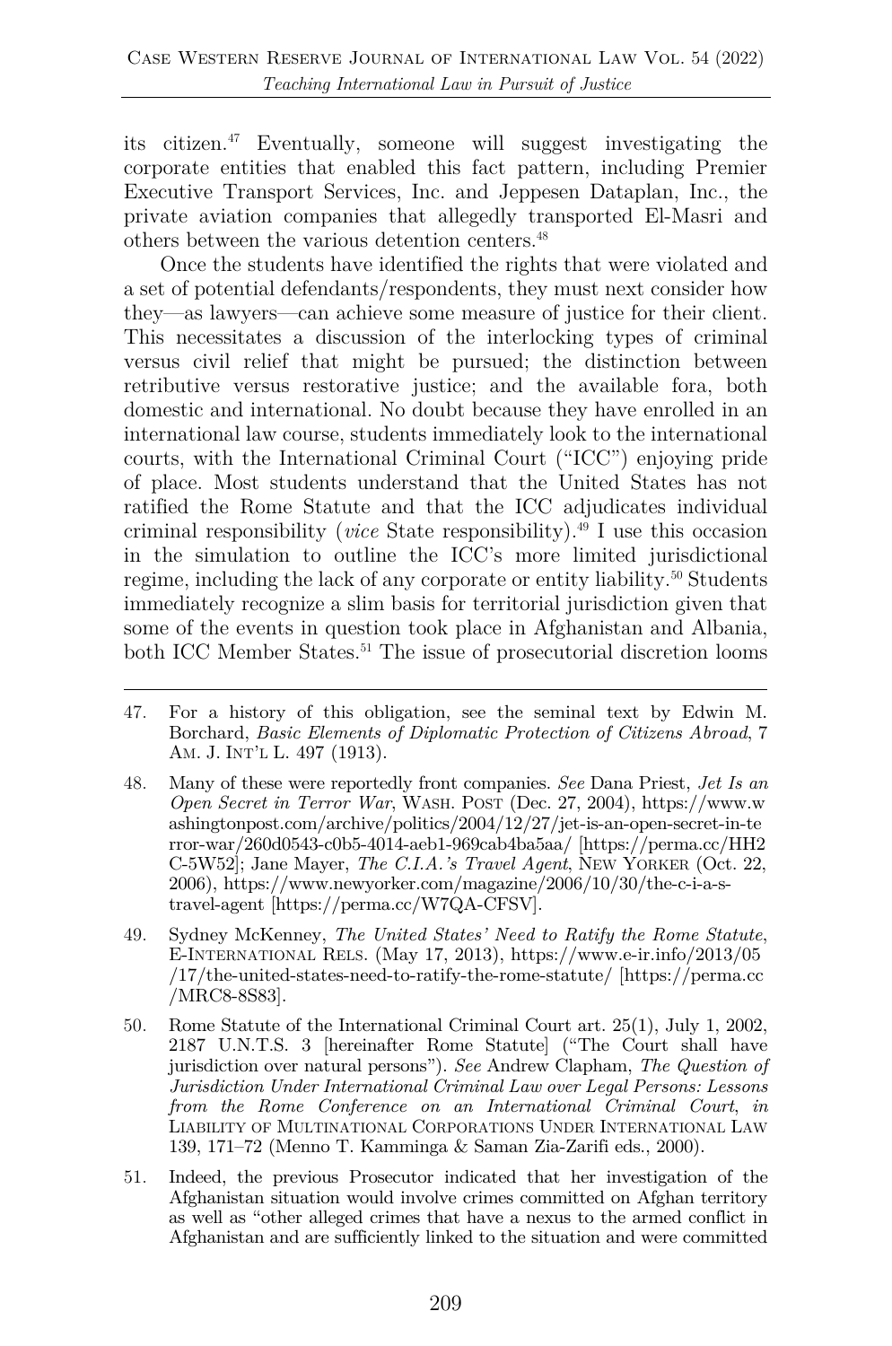its citizen.[47] Eventually, someone will suggest investigating the corporate entities that enabled this fact pattern, including Premier Executive Transport Services, Inc. and Jeppesen Dataplan, Inc., the private aviation companies that allegedly transported El-Masri and others between the various detention centers.[48]

Once the students have identified the rights that were violated and a set of potential defendants/respondents, they must next consider how they—as lawyers—can achieve some measure of justice for their client. This necessitates a discussion of the interlocking types of criminal versus civil relief that might be pursued; the distinction between retributive versus restorative justice; and the available fora, both domestic and international. No doubt because they have enrolled in an international law course, students immediately look to the international courts, with the International Criminal Court ("ICC") enjoying pride of place. Most students understand that the United States has not ratified the Rome Statute and that the ICC adjudicates individual criminal responsibility (*vice* State responsibility).[49] I use this occasion in the simulation to outline the ICC's more limited jurisdictional regime, including the lack of any corporate or entity liability.[50] Students immediately recognize a slim basis for territorial jurisdiction given that some of the events in question took place in Afghanistan and Albania, both ICC Member States.[51] The issue of prosecutorial discretion looms

---

47. For a history of this obligation, see the seminal text by Edwin M. Borchard, *Basic Elements of Diplomatic Protection of Citizens Abroad*, 7 AM. J. INT'L L. 497 (1913).

48. Many of these were reportedly front companies. *See* Dana Priest, *Jet Is an Open Secret in Terror War*, WASH. POST (Dec. 27, 2004), https://www.washingtonpost.com/archive/politics/2004/12/27/jet-is-an-open-secret-in-terror-war/260d0543-c0b5-4014-aeb1-969cab4ba5aa/ [https://perma.cc/HH2C-5W52]; Jane Mayer, *The C.I.A.'s Travel Agent*, NEW YORKER (Oct. 22, 2006), https://www.newyorker.com/magazine/2006/10/30/the-c-i-a-s-travel-agent [https://perma.cc/W7QA-CFSV].

49. Sydney McKenney, *The United States' Need to Ratify the Rome Statute*, E-INTERNATIONAL RELS. (May 17, 2013), https://www.e-ir.info/2013/05/17/the-united-states-need-to-ratify-the-rome-statute/ [https://perma.cc/MRC8-8S83].

50. Rome Statute of the International Criminal Court art. 25(1), July 1, 2002, 2187 U.N.T.S. 3 [hereinafter Rome Statute] ("The Court shall have jurisdiction over natural persons"). *See* Andrew Clapham, *The Question of Jurisdiction Under International Criminal Law over Legal Persons: Lessons from the Rome Conference on an International Criminal Court*, *in* LIABILITY OF MULTINATIONAL CORPORATIONS UNDER INTERNATIONAL LAW 139, 171–72 (Menno T. Kamminga & Saman Zia-Zarifi eds., 2000).

51. Indeed, the previous Prosecutor indicated that her investigation of the Afghanistan situation would involve crimes committed on Afghan territory as well as "other alleged crimes that have a nexus to the armed conflict in Afghanistan and are sufficiently linked to the situation and were committed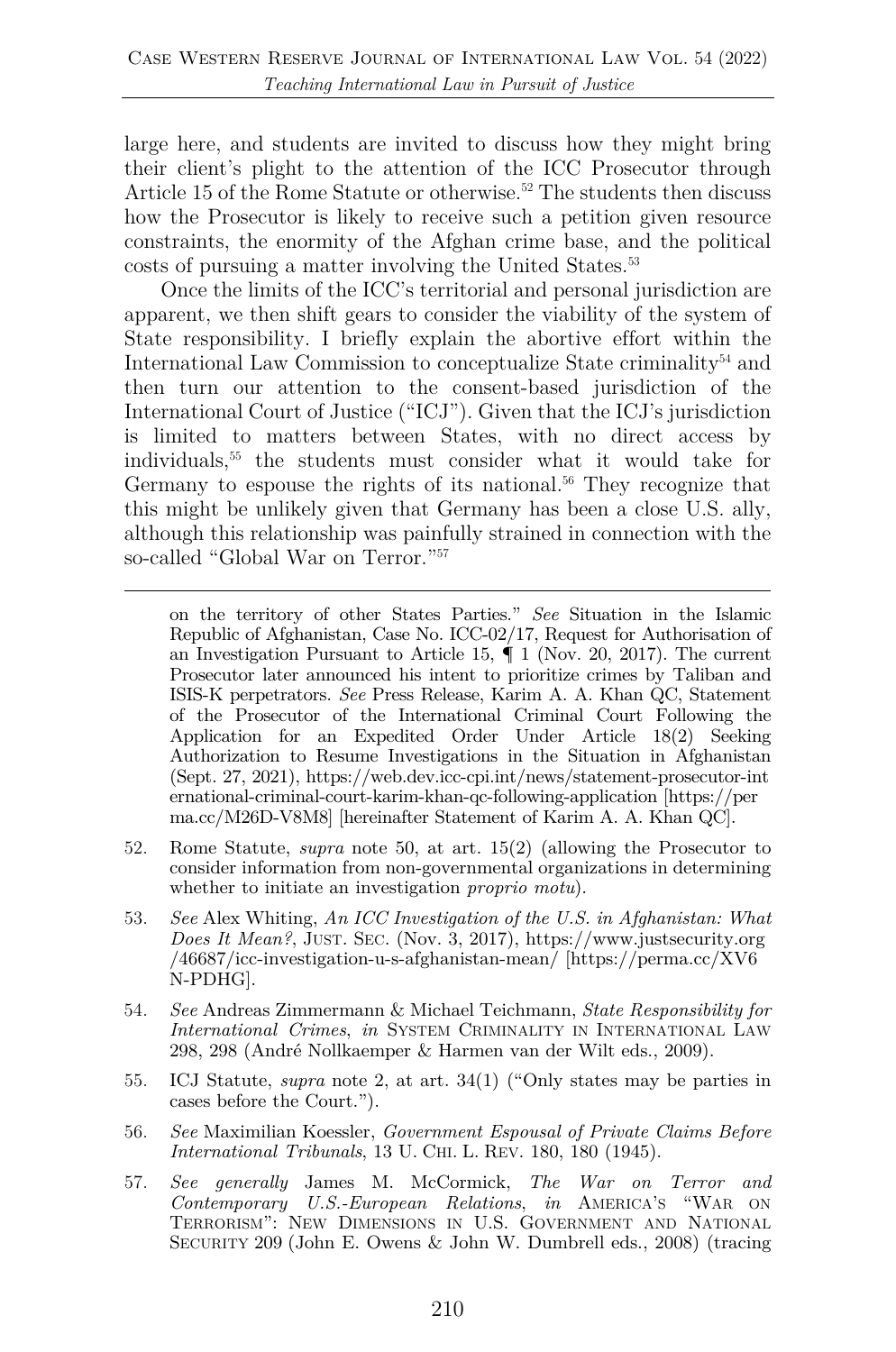large here, and students are invited to discuss how they might bring their client's plight to the attention of the ICC Prosecutor through Article 15 of the Rome Statute or otherwise.[52] The students then discuss how the Prosecutor is likely to receive such a petition given resource constraints, the enormity of the Afghan crime base, and the political costs of pursuing a matter involving the United States.[53]

Once the limits of the ICC's territorial and personal jurisdiction are apparent, we then shift gears to consider the viability of the system of State responsibility. I briefly explain the abortive effort within the International Law Commission to conceptualize State criminality[54] and then turn our attention to the consent-based jurisdiction of the International Court of Justice ("ICJ"). Given that the ICJ's jurisdiction is limited to matters between States, with no direct access by individuals,[55] the students must consider what it would take for Germany to espouse the rights of its national.[56] They recognize that this might be unlikely given that Germany has been a close U.S. ally, although this relationship was painfully strained in connection with the so-called "Global War on Terror."[57]

---

on the territory of other States Parties." *See* Situation in the Islamic Republic of Afghanistan, Case No. ICC-02/17, Request for Authorisation of an Investigation Pursuant to Article 15, ¶ 1 (Nov. 20, 2017). The current Prosecutor later announced his intent to prioritize crimes by Taliban and ISIS-K perpetrators. *See* Press Release, Karim A. A. Khan QC, Statement of the Prosecutor of the International Criminal Court Following the Application for an Expedited Order Under Article 18(2) Seeking Authorization to Resume Investigations in the Situation in Afghanistan (Sept. 27, 2021), https://web.dev.icc-cpi.int/news/statement-prosecutor-international-criminal-court-karim-khan-qc-following-application [https://perma.cc/M26D-V8M8] [hereinafter Statement of Karim A. A. Khan QC].

52. Rome Statute, *supra* note 50, at art. 15(2) (allowing the Prosecutor to consider information from non-governmental organizations in determining whether to initiate an investigation *proprio motu*).

53. *See* Alex Whiting, *An ICC Investigation of the U.S. in Afghanistan: What Does It Mean?*, JUST. SEC. (Nov. 3, 2017), https://www.justsecurity.org/46687/icc-investigation-u-s-afghanistan-mean/ [https://perma.cc/XV6N-PDHG].

54. *See* Andreas Zimmermann & Michael Teichmann, *State Responsibility for International Crimes*, *in* SYSTEM CRIMINALITY IN INTERNATIONAL LAW 298, 298 (André Nollkaemper & Harmen van der Wilt eds., 2009).

55. ICJ Statute, *supra* note 2, at art. 34(1) ("Only states may be parties in cases before the Court.").

56. *See* Maximilian Koessler, *Government Espousal of Private Claims Before International Tribunals*, 13 U. CHI. L. REV. 180, 180 (1945).

57. *See generally* James M. McCormick, *The War on Terror and Contemporary U.S.-European Relations*, *in* AMERICA'S "WAR ON TERRORISM": NEW DIMENSIONS IN U.S. GOVERNMENT AND NATIONAL SECURITY 209 (John E. Owens & John W. Dumbrell eds., 2008) (tracing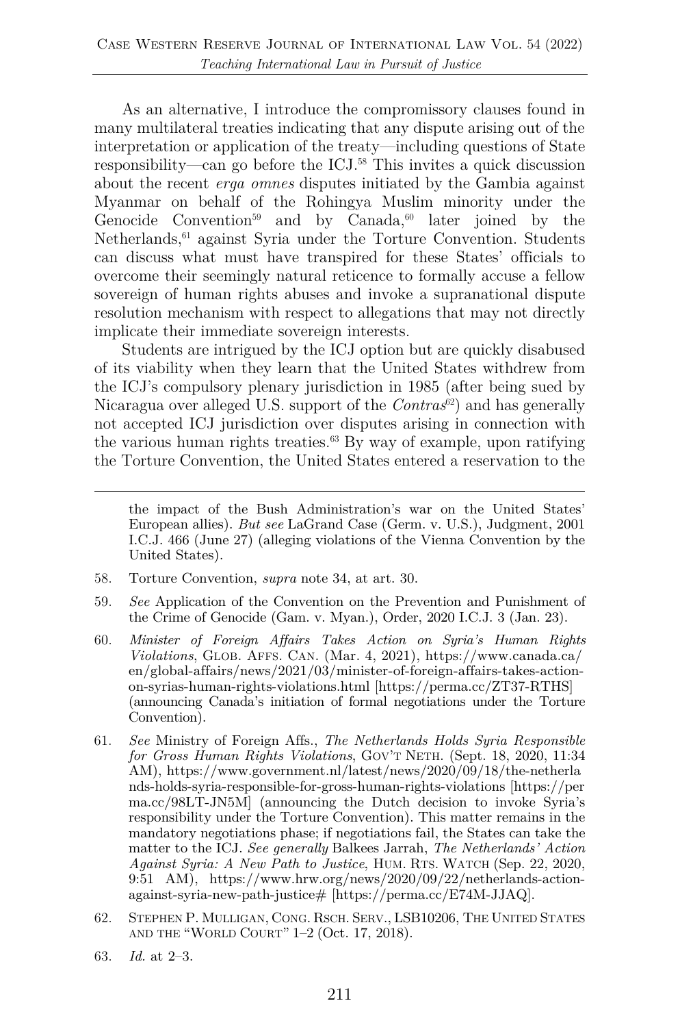As an alternative, I introduce the compromissory clauses found in many multilateral treaties indicating that any dispute arising out of the interpretation or application of the treaty—including questions of State responsibility—can go before the ICJ.[58] This invites a quick discussion about the recent *erga omnes* disputes initiated by the Gambia against Myanmar on behalf of the Rohingya Muslim minority under the Genocide Convention[59] and by Canada,[60] later joined by the Netherlands,[61] against Syria under the Torture Convention. Students can discuss what must have transpired for these States' officials to overcome their seemingly natural reticence to formally accuse a fellow sovereign of human rights abuses and invoke a supranational dispute resolution mechanism with respect to allegations that may not directly implicate their immediate sovereign interests.

Students are intrigued by the ICJ option but are quickly disabused of its viability when they learn that the United States withdrew from the ICJ's compulsory plenary jurisdiction in 1985 (after being sued by Nicaragua over alleged U.S. support of the *Contras*[62]) and has generally not accepted ICJ jurisdiction over disputes arising in connection with the various human rights treaties.[63] By way of example, upon ratifying the Torture Convention, the United States entered a reservation to the

---

the impact of the Bush Administration's war on the United States' European allies). *But see* LaGrand Case (Germ. v. U.S.), Judgment, 2001 I.C.J. 466 (June 27) (alleging violations of the Vienna Convention by the United States).

58. Torture Convention, *supra* note 34, at art. 30.

59. *See* Application of the Convention on the Prevention and Punishment of the Crime of Genocide (Gam. v. Myan.), Order, 2020 I.C.J. 3 (Jan. 23).

60. *Minister of Foreign Affairs Takes Action on Syria's Human Rights Violations*, GLOB. AFFS. CAN. (Mar. 4, 2021), https://www.canada.ca/en/global-affairs/news/2021/03/minister-of-foreign-affairs-takes-action-on-syrias-human-rights-violations.html [https://perma.cc/ZT37-RTHS] (announcing Canada's initiation of formal negotiations under the Torture Convention).

61. *See* Ministry of Foreign Affs., *The Netherlands Holds Syria Responsible for Gross Human Rights Violations*, GOV'T NETH. (Sept. 18, 2020, 11:34 AM), https://www.government.nl/latest/news/2020/09/18/the-netherlands-holds-syria-responsible-for-gross-human-rights-violations [https://perma.cc/98LT-JN5M] (announcing the Dutch decision to invoke Syria's responsibility under the Torture Convention). This matter remains in the mandatory negotiations phase; if negotiations fail, the States can take the matter to the ICJ. *See generally* Balkees Jarrah, *The Netherlands' Action Against Syria: A New Path to Justice*, HUM. RTS. WATCH (Sep. 22, 2020, 9:51 AM), https://www.hrw.org/news/2020/09/22/netherlands-action-against-syria-new-path-justice# [https://perma.cc/E74M-JJAQ].

62. STEPHEN P. MULLIGAN, CONG. RSCH. SERV., LSB10206, THE UNITED STATES AND THE "WORLD COURT" 1–2 (Oct. 17, 2018).

63. *Id.* at 2–3.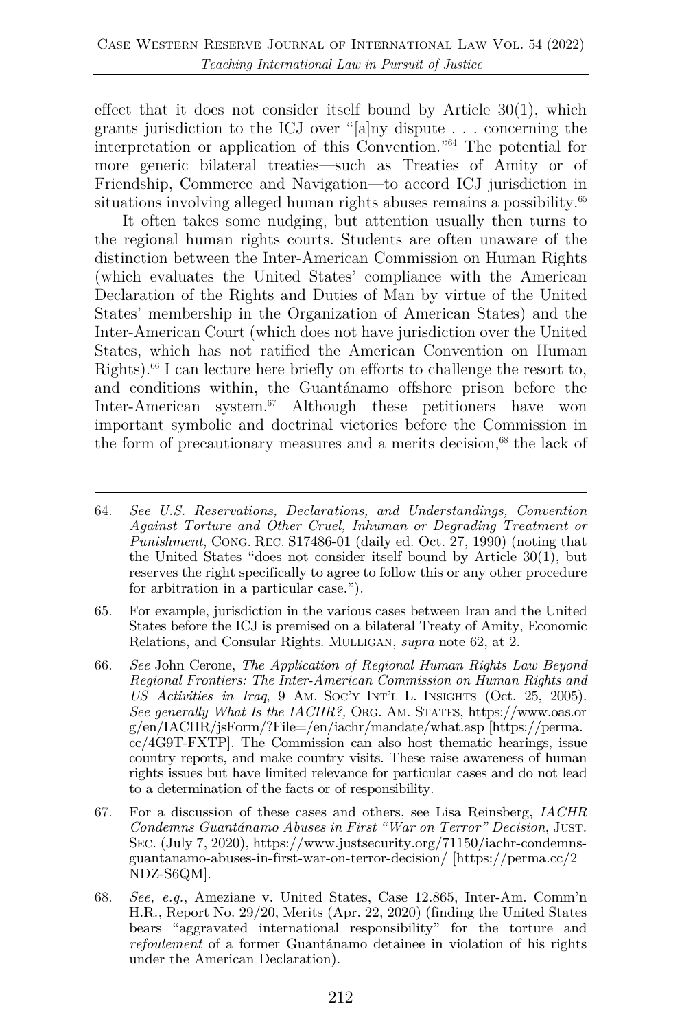effect that it does not consider itself bound by Article 30(1), which grants jurisdiction to the ICJ over "[a]ny dispute . . . concerning the interpretation or application of this Convention."[64] The potential for more generic bilateral treaties—such as Treaties of Amity or of Friendship, Commerce and Navigation—to accord ICJ jurisdiction in situations involving alleged human rights abuses remains a possibility.[65]

It often takes some nudging, but attention usually then turns to the regional human rights courts. Students are often unaware of the distinction between the Inter-American Commission on Human Rights (which evaluates the United States' compliance with the American Declaration of the Rights and Duties of Man by virtue of the United States' membership in the Organization of American States) and the Inter-American Court (which does not have jurisdiction over the United States, which has not ratified the American Convention on Human Rights).[66] I can lecture here briefly on efforts to challenge the resort to, and conditions within, the Guantánamo offshore prison before the Inter-American system.[67] Although these petitioners have won important symbolic and doctrinal victories before the Commission in the form of precautionary measures and a merits decision,[68] the lack of

---

64. *See U.S. Reservations, Declarations, and Understandings, Convention Against Torture and Other Cruel, Inhuman or Degrading Treatment or Punishment*, CONG. REC. S17486-01 (daily ed. Oct. 27, 1990) (noting that the United States "does not consider itself bound by Article 30(1), but reserves the right specifically to agree to follow this or any other procedure for arbitration in a particular case.").

65. For example, jurisdiction in the various cases between Iran and the United States before the ICJ is premised on a bilateral Treaty of Amity, Economic Relations, and Consular Rights. MULLIGAN, *supra* note 62, at 2.

66. *See* John Cerone, *The Application of Regional Human Rights Law Beyond Regional Frontiers: The Inter-American Commission on Human Rights and US Activities in Iraq*, 9 AM. SOC'Y INT'L L. INSIGHTS (Oct. 25, 2005). *See generally What Is the IACHR?*, ORG. AM. STATES, https://www.oas.org/en/IACHR/jsForm/?File=/en/iachr/mandate/what.asp [https://perma.cc/4G9T-FXTP]. The Commission can also host thematic hearings, issue country reports, and make country visits. These raise awareness of human rights issues but have limited relevance for particular cases and do not lead to a determination of the facts or of responsibility.

67. For a discussion of these cases and others, see Lisa Reinsberg, *IACHR Condemns Guantánamo Abuses in First "War on Terror" Decision*, JUST. SEC. (July 7, 2020), https://www.justsecurity.org/71150/iachr-condemns-guantanamo-abuses-in-first-war-on-terror-decision/ [https://perma.cc/2NDZ-S6QM].

68. *See, e.g.*, Ameziane v. United States, Case 12.865, Inter-Am. Comm'n H.R., Report No. 29/20, Merits (Apr. 22, 2020) (finding the United States bears "aggravated international responsibility" for the torture and *refoulement* of a former Guantánamo detainee in violation of his rights under the American Declaration).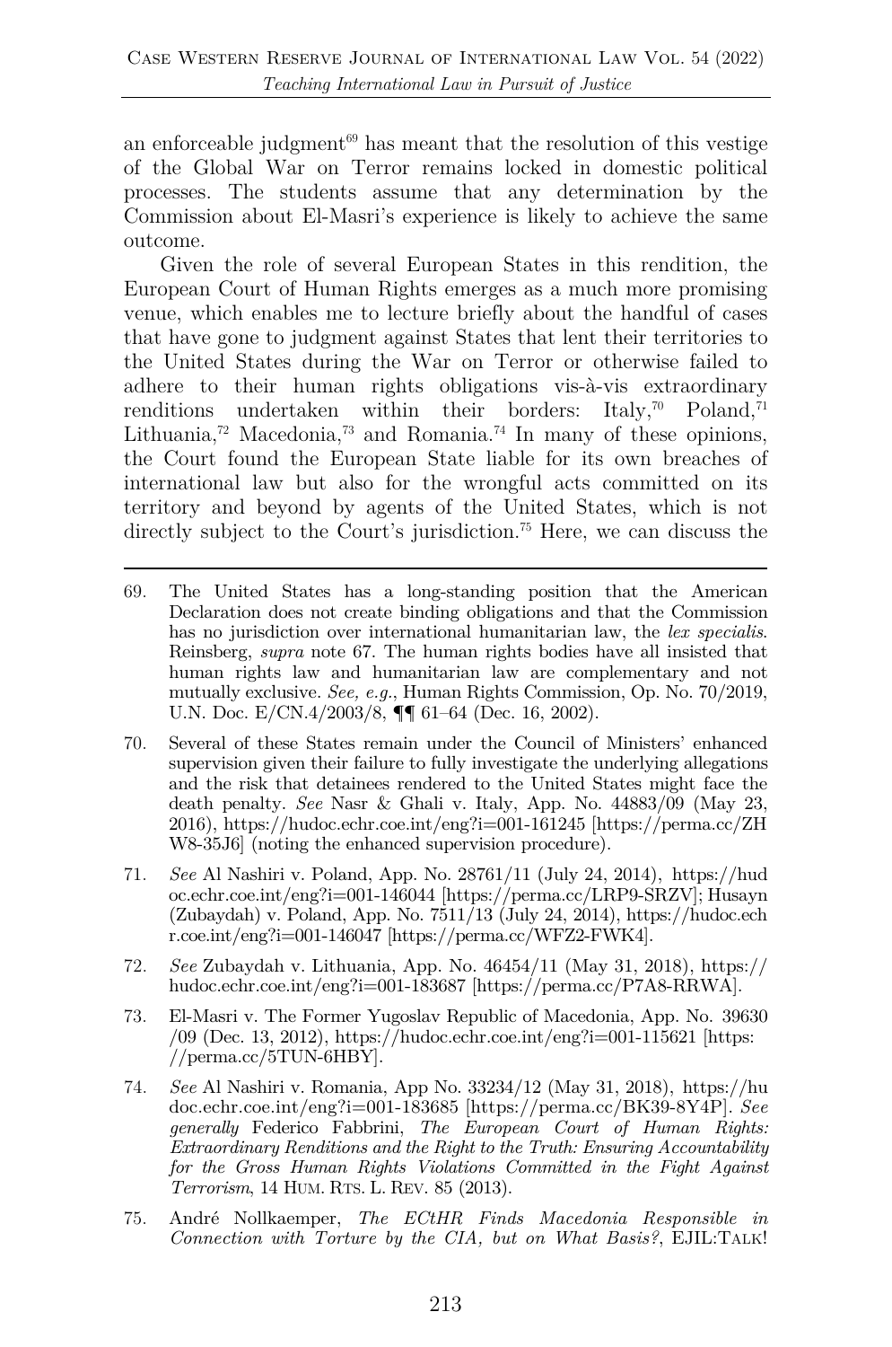an enforceable judgment[69] has meant that the resolution of this vestige of the Global War on Terror remains locked in domestic political processes. The students assume that any determination by the Commission about El-Masri's experience is likely to achieve the same outcome.

Given the role of several European States in this rendition, the European Court of Human Rights emerges as a much more promising venue, which enables me to lecture briefly about the handful of cases that have gone to judgment against States that lent their territories to the United States during the War on Terror or otherwise failed to adhere to their human rights obligations vis-à-vis extraordinary renditions undertaken within their borders: Italy,[70] Poland,[71] Lithuania,[72] Macedonia,[73] and Romania.[74] In many of these opinions, the Court found the European State liable for its own breaches of international law but also for the wrongful acts committed on its territory and beyond by agents of the United States, which is not directly subject to the Court's jurisdiction.[75] Here, we can discuss the

---

69. The United States has a long-standing position that the American Declaration does not create binding obligations and that the Commission has no jurisdiction over international humanitarian law, the *lex specialis*. Reinsberg, *supra* note 67. The human rights bodies have all insisted that human rights law and humanitarian law are complementary and not mutually exclusive. *See, e.g.*, Human Rights Commission, Op. No. 70/2019, U.N. Doc. E/CN.4/2003/8, ¶¶ 61–64 (Dec. 16, 2002).

70. Several of these States remain under the Council of Ministers' enhanced supervision given their failure to fully investigate the underlying allegations and the risk that detainees rendered to the United States might face the death penalty. *See* Nasr & Ghali v. Italy, App. No. 44883/09 (May 23, 2016), https://hudoc.echr.coe.int/eng?i=001-161245 [https://perma.cc/ZHW8-35J6] (noting the enhanced supervision procedure).

71. *See* Al Nashiri v. Poland, App. No. 28761/11 (July 24, 2014), https://hudoc.echr.coe.int/eng?i=001-146044 [https://perma.cc/LRP9-SRZV]; Husayn (Zubaydah) v. Poland, App. No. 7511/13 (July 24, 2014), https://hudoc.echr.coe.int/eng?i=001-146047 [https://perma.cc/WFZ2-FWK4].

72. *See* Zubaydah v. Lithuania, App. No. 46454/11 (May 31, 2018), https://hudoc.echr.coe.int/eng?i=001-183687 [https://perma.cc/P7A8-RRWA].

73. El-Masri v. The Former Yugoslav Republic of Macedonia, App. No. 39630/09 (Dec. 13, 2012), https://hudoc.echr.coe.int/eng?i=001-115621 [https://perma.cc/5TUN-6HBY].

74. *See* Al Nashiri v. Romania, App No. 33234/12 (May 31, 2018), https://hudoc.echr.coe.int/eng?i=001-183685 [https://perma.cc/BK39-8Y4P]. *See generally* Federico Fabbrini, *The European Court of Human Rights: Extraordinary Renditions and the Right to the Truth: Ensuring Accountability for the Gross Human Rights Violations Committed in the Fight Against Terrorism*, 14 HUM. RTS. L. REV. 85 (2013).

75. André Nollkaemper, *The ECtHR Finds Macedonia Responsible in Connection with Torture by the CIA, but on What Basis?*, EJIL:TALK!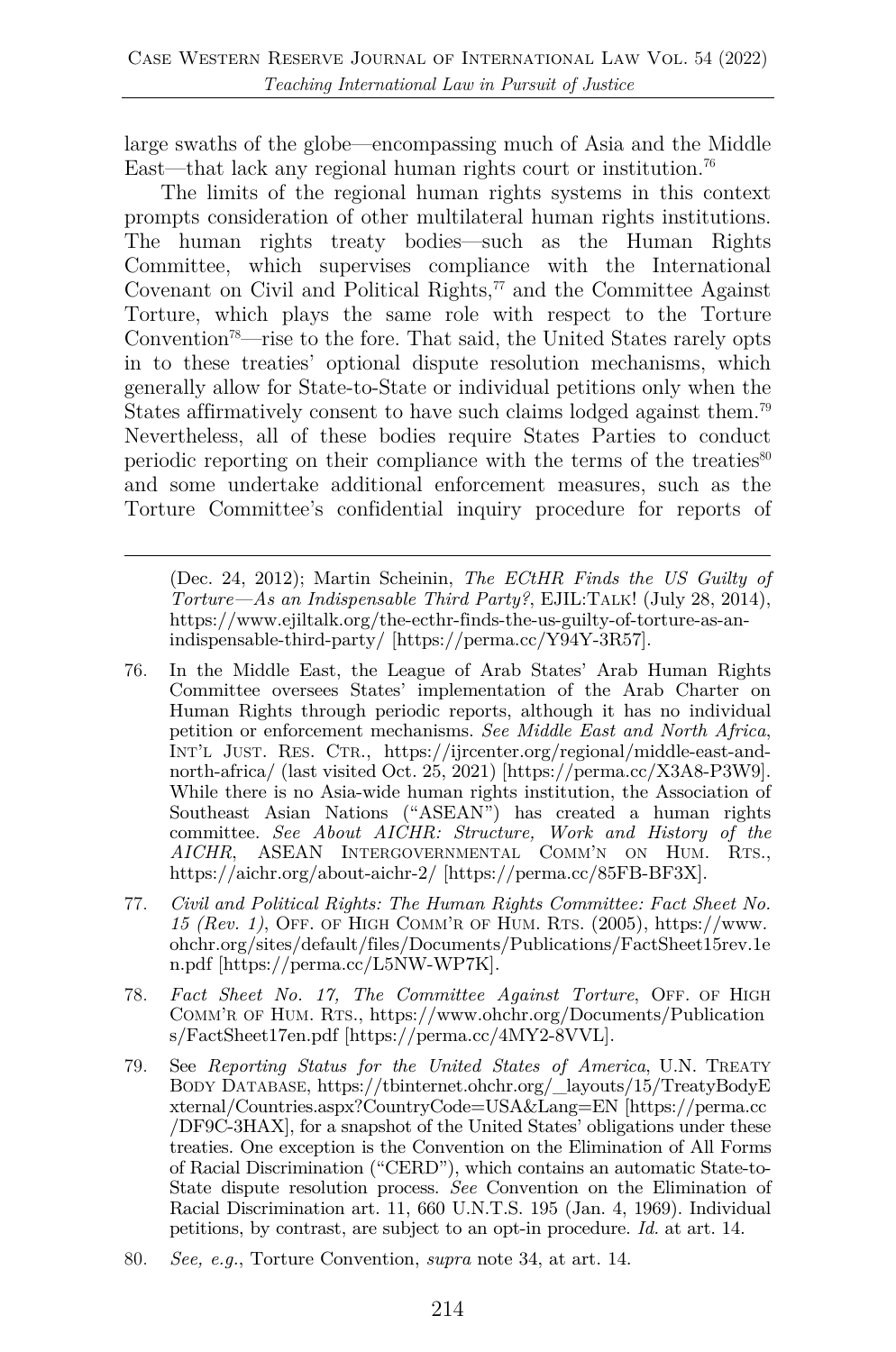large swaths of the globe—encompassing much of Asia and the Middle East—that lack any regional human rights court or institution.[76]

The limits of the regional human rights systems in this context prompts consideration of other multilateral human rights institutions. The human rights treaty bodies—such as the Human Rights Committee, which supervises compliance with the International Covenant on Civil and Political Rights,[77] and the Committee Against Torture, which plays the same role with respect to the Torture Convention[78]—rise to the fore. That said, the United States rarely opts in to these treaties' optional dispute resolution mechanisms, which generally allow for State-to-State or individual petitions only when the States affirmatively consent to have such claims lodged against them.[79] Nevertheless, all of these bodies require States Parties to conduct periodic reporting on their compliance with the terms of the treaties[80] and some undertake additional enforcement measures, such as the Torture Committee's confidential inquiry procedure for reports of

---

(Dec. 24, 2012); Martin Scheinin, *The ECtHR Finds the US Guilty of Torture—As an Indispensable Third Party?*, EJIL:TALK! (July 28, 2014), https://www.ejiltalk.org/the-ecthr-finds-the-us-guilty-of-torture-as-an-indispensable-third-party/ [https://perma.cc/Y94Y-3R57].

76. In the Middle East, the League of Arab States' Arab Human Rights Committee oversees States' implementation of the Arab Charter on Human Rights through periodic reports, although it has no individual petition or enforcement mechanisms. *See Middle East and North Africa*, INT'L JUST. RES. CTR., https://ijrcenter.org/regional/middle-east-and-north-africa/ (last visited Oct. 25, 2021) [https://perma.cc/X3A8-P3W9]. While there is no Asia-wide human rights institution, the Association of Southeast Asian Nations ("ASEAN") has created a human rights committee. *See About AICHR: Structure, Work and History of the AICHR*, ASEAN INTERGOVERNMENTAL COMM'N ON HUM. RTS., https://aichr.org/about-aichr-2/ [https://perma.cc/85FB-BF3X].

77. *Civil and Political Rights: The Human Rights Committee: Fact Sheet No. 15 (Rev. 1)*, OFF. OF HIGH COMM'R OF HUM. RTS. (2005), https://www.ohchr.org/sites/default/files/Documents/Publications/FactSheet15rev.1en.pdf [https://perma.cc/L5NW-WP7K].

78. *Fact Sheet No. 17, The Committee Against Torture*, OFF. OF HIGH COMM'R OF HUM. RTS., https://www.ohchr.org/Documents/Publications/FactSheet17en.pdf [https://perma.cc/4MY2-8VVL].

79. See *Reporting Status for the United States of America*, U.N. TREATY BODY DATABASE, https://tbinternet.ohchr.org/_layouts/15/TreatyBodyExternal/Countries.aspx?CountryCode=USA&Lang=EN [https://perma.cc/DF9C-3HAX], for a snapshot of the United States' obligations under these treaties. One exception is the Convention on the Elimination of All Forms of Racial Discrimination ("CERD"), which contains an automatic State-to-State dispute resolution process. *See* Convention on the Elimination of Racial Discrimination art. 11, 660 U.N.T.S. 195 (Jan. 4, 1969). Individual petitions, by contrast, are subject to an opt-in procedure. *Id.* at art. 14.

80. *See, e.g.*, Torture Convention, *supra* note 34, at art. 14.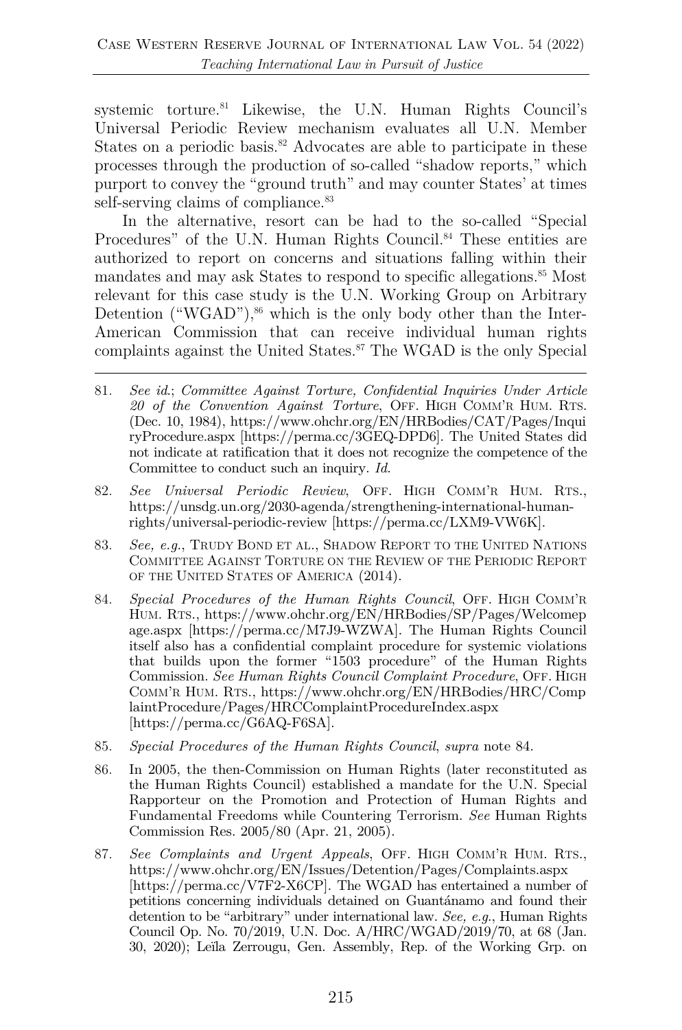systemic torture.[81] Likewise, the U.N. Human Rights Council's Universal Periodic Review mechanism evaluates all U.N. Member States on a periodic basis.[82] Advocates are able to participate in these processes through the production of so-called "shadow reports," which purport to convey the "ground truth" and may counter States' at times self-serving claims of compliance.[83]

In the alternative, resort can be had to the so-called "Special Procedures" of the U.N. Human Rights Council.[84] These entities are authorized to report on concerns and situations falling within their mandates and may ask States to respond to specific allegations.[85] Most relevant for this case study is the U.N. Working Group on Arbitrary Detention ("WGAD"),[86] which is the only body other than the Inter-American Commission that can receive individual human rights complaints against the United States.[87] The WGAD is the only Special

---

81. *See id.*; *Committee Against Torture, Confidential Inquiries Under Article 20 of the Convention Against Torture*, OFF. HIGH COMM'R HUM. RTS. (Dec. 10, 1984), https://www.ohchr.org/EN/HRBodies/CAT/Pages/InquiryProcedure.aspx [https://perma.cc/3GEQ-DPD6]. The United States did not indicate at ratification that it does not recognize the competence of the Committee to conduct such an inquiry. *Id.*

82. *See Universal Periodic Review*, OFF. HIGH COMM'R HUM. RTS., https://unsdg.un.org/2030-agenda/strengthening-international-human-rights/universal-periodic-review [https://perma.cc/LXM9-VW6K].

83. *See, e.g.*, TRUDY BOND ET AL., SHADOW REPORT TO THE UNITED NATIONS COMMITTEE AGAINST TORTURE ON THE REVIEW OF THE PERIODIC REPORT OF THE UNITED STATES OF AMERICA (2014).

84. *Special Procedures of the Human Rights Council*, OFF. HIGH COMM'R HUM. RTS., https://www.ohchr.org/EN/HRBodies/SP/Pages/Welcomepage.aspx [https://perma.cc/M7J9-WZWA]. The Human Rights Council itself also has a confidential complaint procedure for systemic violations that builds upon the former "1503 procedure" of the Human Rights Commission. *See Human Rights Council Complaint Procedure*, OFF. HIGH COMM'R HUM. RTS., https://www.ohchr.org/EN/HRBodies/HRC/ComplaintProcedure/Pages/HRCComplaintProcedureIndex.aspx [https://perma.cc/G6AQ-F6SA].

85. *Special Procedures of the Human Rights Council*, *supra* note 84.

86. In 2005, the then-Commission on Human Rights (later reconstituted as the Human Rights Council) established a mandate for the U.N. Special Rapporteur on the Promotion and Protection of Human Rights and Fundamental Freedoms while Countering Terrorism. *See* Human Rights Commission Res. 2005/80 (Apr. 21, 2005).

87. *See Complaints and Urgent Appeals*, OFF. HIGH COMM'R HUM. RTS., https://www.ohchr.org/EN/Issues/Detention/Pages/Complaints.aspx [https://perma.cc/V7F2-X6CP]. The WGAD has entertained a number of petitions concerning individuals detained on Guantánamo and found their detention to be "arbitrary" under international law. *See, e.g.*, Human Rights Council Op. No. 70/2019, U.N. Doc. A/HRC/WGAD/2019/70, at 68 (Jan. 30, 2020); Leïla Zerrougu, Gen. Assembly, Rep. of the Working Grp. on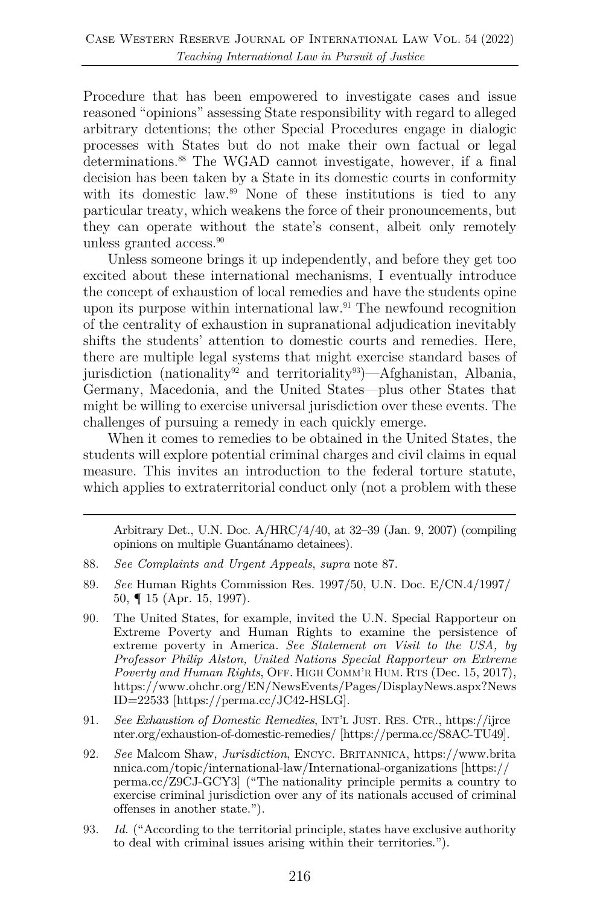Procedure that has been empowered to investigate cases and issue reasoned "opinions" assessing State responsibility with regard to alleged arbitrary detentions; the other Special Procedures engage in dialogic processes with States but do not make their own factual or legal determinations.[88] The WGAD cannot investigate, however, if a final decision has been taken by a State in its domestic courts in conformity with its domestic law.[89] None of these institutions is tied to any particular treaty, which weakens the force of their pronouncements, but they can operate without the state's consent, albeit only remotely unless granted access.[90]

Unless someone brings it up independently, and before they get too excited about these international mechanisms, I eventually introduce the concept of exhaustion of local remedies and have the students opine upon its purpose within international law.[91] The newfound recognition of the centrality of exhaustion in supranational adjudication inevitably shifts the students' attention to domestic courts and remedies. Here, there are multiple legal systems that might exercise standard bases of jurisdiction (nationality[92] and territoriality[93])—Afghanistan, Albania, Germany, Macedonia, and the United States—plus other States that might be willing to exercise universal jurisdiction over these events. The challenges of pursuing a remedy in each quickly emerge.

When it comes to remedies to be obtained in the United States, the students will explore potential criminal charges and civil claims in equal measure. This invites an introduction to the federal torture statute, which applies to extraterritorial conduct only (not a problem with these

---

Arbitrary Det., U.N. Doc. A/HRC/4/40, at 32–39 (Jan. 9, 2007) (compiling opinions on multiple Guantánamo detainees).

88. *See Complaints and Urgent Appeals*, *supra* note 87.

89. *See* Human Rights Commission Res. 1997/50, U.N. Doc. E/CN.4/1997/50, ¶ 15 (Apr. 15, 1997).

90. The United States, for example, invited the U.N. Special Rapporteur on Extreme Poverty and Human Rights to examine the persistence of extreme poverty in America. *See Statement on Visit to the USA, by Professor Philip Alston, United Nations Special Rapporteur on Extreme Poverty and Human Rights*, OFF. HIGH COMM'R HUM. RTS (Dec. 15, 2017), https://www.ohchr.org/EN/NewsEvents/Pages/DisplayNews.aspx?NewsID=22533 [https://perma.cc/JC42-HSLG].

91. *See Exhaustion of Domestic Remedies*, INT'L JUST. RES. CTR., https://ijrcenter.org/exhaustion-of-domestic-remedies/ [https://perma.cc/S8AC-TU49].

92. *See* Malcom Shaw, *Jurisdiction*, ENCYC. BRITANNICA, https://www.britannica.com/topic/international-law/International-organizations [https://perma.cc/Z9CJ-GCY3] ("The nationality principle permits a country to exercise criminal jurisdiction over any of its nationals accused of criminal offenses in another state.").

93. *Id.* ("According to the territorial principle, states have exclusive authority to deal with criminal issues arising within their territories.").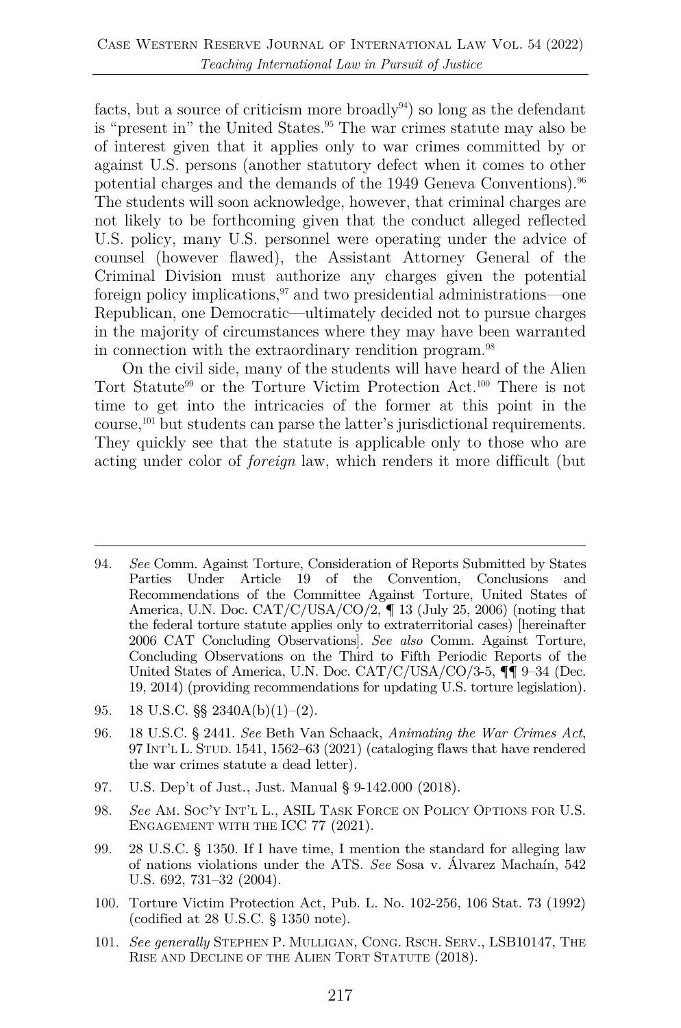facts, but a source of criticism more broadly[94]) so long as the defendant is "present in" the United States.[95] The war crimes statute may also be of interest given that it applies only to war crimes committed by or against U.S. persons (another statutory defect when it comes to other potential charges and the demands of the 1949 Geneva Conventions).[96] The students will soon acknowledge, however, that criminal charges are not likely to be forthcoming given that the conduct alleged reflected U.S. policy, many U.S. personnel were operating under the advice of counsel (however flawed), the Assistant Attorney General of the Criminal Division must authorize any charges given the potential foreign policy implications,[97] and two presidential administrations—one Republican, one Democratic—ultimately decided not to pursue charges in the majority of circumstances where they may have been warranted in connection with the extraordinary rendition program.[98]

On the civil side, many of the students will have heard of the Alien Tort Statute[99] or the Torture Victim Protection Act.[100] There is not time to get into the intricacies of the former at this point in the course,[101] but students can parse the latter's jurisdictional requirements. They quickly see that the statute is applicable only to those who are acting under color of *foreign* law, which renders it more difficult (but

---

94. *See* Comm. Against Torture, Consideration of Reports Submitted by States Parties Under Article 19 of the Convention, Conclusions and Recommendations of the Committee Against Torture, United States of America, U.N. Doc. CAT/C/USA/CO/2, ¶ 13 (July 25, 2006) (noting that the federal torture statute applies only to extraterritorial cases) [hereinafter 2006 CAT Concluding Observations]. *See also* Comm. Against Torture, Concluding Observations on the Third to Fifth Periodic Reports of the United States of America, U.N. Doc. CAT/C/USA/CO/3-5, ¶¶ 9–34 (Dec. 19, 2014) (providing recommendations for updating U.S. torture legislation).

95. 18 U.S.C. §§ 2340A(b)(1)–(2).

96. 18 U.S.C. § 2441. *See* Beth Van Schaack, *Animating the War Crimes Act*, 97 INT'L L. STUD. 1541, 1562–63 (2021) (cataloging flaws that have rendered the war crimes statute a dead letter).

97. U.S. Dep't of Just., Just. Manual § 9-142.000 (2018).

98. *See* AM. SOC'Y INT'L L., ASIL TASK FORCE ON POLICY OPTIONS FOR U.S. ENGAGEMENT WITH THE ICC 77 (2021).

99. 28 U.S.C. § 1350. If I have time, I mention the standard for alleging law of nations violations under the ATS. *See* Sosa v. Álvarez Machaín, 542 U.S. 692, 731–32 (2004).

100. Torture Victim Protection Act, Pub. L. No. 102-256, 106 Stat. 73 (1992) (codified at 28 U.S.C. § 1350 note).

101. *See generally* STEPHEN P. MULLIGAN, CONG. RSCH. SERV., LSB10147, THE RISE AND DECLINE OF THE ALIEN TORT STATUTE (2018).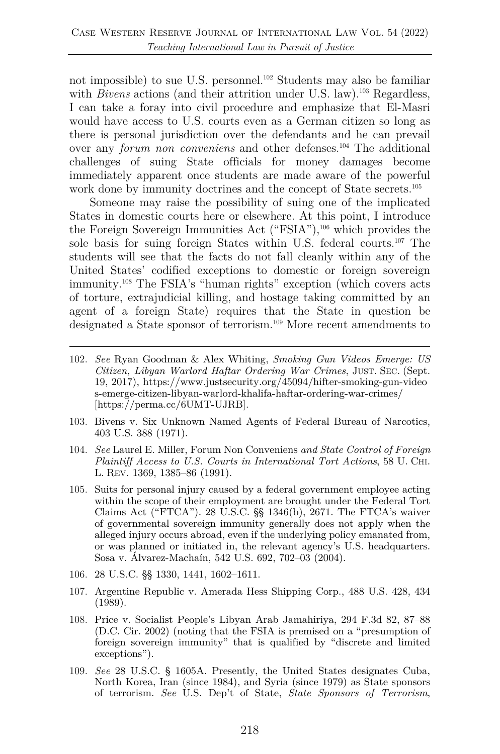not impossible) to sue U.S. personnel.[102] Students may also be familiar with *Bivens* actions (and their attrition under U.S. law).[103] Regardless, I can take a foray into civil procedure and emphasize that El-Masri would have access to U.S. courts even as a German citizen so long as there is personal jurisdiction over the defendants and he can prevail over any *forum non conveniens* and other defenses.[104] The additional challenges of suing State officials for money damages become immediately apparent once students are made aware of the powerful work done by immunity doctrines and the concept of State secrets.[105]

Someone may raise the possibility of suing one of the implicated States in domestic courts here or elsewhere. At this point, I introduce the Foreign Sovereign Immunities Act ("FSIA"),[106] which provides the sole basis for suing foreign States within U.S. federal courts.[107] The students will see that the facts do not fall cleanly within any of the United States' codified exceptions to domestic or foreign sovereign immunity.[108] The FSIA's "human rights" exception (which covers acts of torture, extrajudicial killing, and hostage taking committed by an agent of a foreign State) requires that the State in question be designated a State sponsor of terrorism.[109] More recent amendments to

---

102. *See* Ryan Goodman & Alex Whiting, *Smoking Gun Videos Emerge: US Citizen, Libyan Warlord Haftar Ordering War Crimes*, JUST. SEC. (Sept. 19, 2017), https://www.justsecurity.org/45094/hifter-smoking-gun-videos-emerge-citizen-libyan-warlord-khalifa-haftar-ordering-war-crimes/ [https://perma.cc/6UMT-UJRB].

103. Bivens v. Six Unknown Named Agents of Federal Bureau of Narcotics, 403 U.S. 388 (1971).

104. *See* Laurel E. Miller, Forum Non Conveniens *and State Control of Foreign Plaintiff Access to U.S. Courts in International Tort Actions*, 58 U. CHI. L. REV. 1369, 1385–86 (1991).

105. Suits for personal injury caused by a federal government employee acting within the scope of their employment are brought under the Federal Tort Claims Act ("FTCA"). 28 U.S.C. §§ 1346(b), 2671. The FTCA's waiver of governmental sovereign immunity generally does not apply when the alleged injury occurs abroad, even if the underlying policy emanated from, or was planned or initiated in, the relevant agency's U.S. headquarters. Sosa v. Álvarez-Machaín, 542 U.S. 692, 702–03 (2004).

106. 28 U.S.C. §§ 1330, 1441, 1602–1611.

107. Argentine Republic v. Amerada Hess Shipping Corp., 488 U.S. 428, 434 (1989).

108. Price v. Socialist People's Libyan Arab Jamahiriya, 294 F.3d 82, 87–88 (D.C. Cir. 2002) (noting that the FSIA is premised on a "presumption of foreign sovereign immunity" that is qualified by "discrete and limited exceptions").

109. *See* 28 U.S.C. § 1605A. Presently, the United States designates Cuba, North Korea, Iran (since 1984), and Syria (since 1979) as State sponsors of terrorism. *See* U.S. Dep't of State, *State Sponsors of Terrorism*,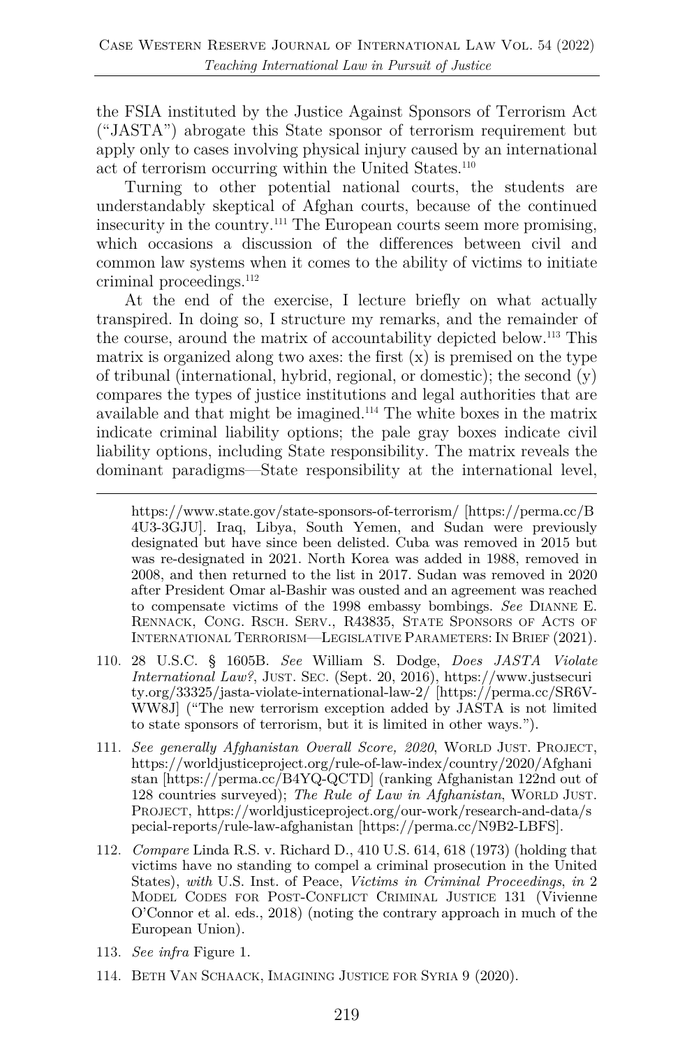the FSIA instituted by the Justice Against Sponsors of Terrorism Act ("JASTA") abrogate this State sponsor of terrorism requirement but apply only to cases involving physical injury caused by an international act of terrorism occurring within the United States.[110]

Turning to other potential national courts, the students are understandably skeptical of Afghan courts, because of the continued insecurity in the country.[111] The European courts seem more promising, which occasions a discussion of the differences between civil and common law systems when it comes to the ability of victims to initiate criminal proceedings.[112]

At the end of the exercise, I lecture briefly on what actually transpired. In doing so, I structure my remarks, and the remainder of the course, around the matrix of accountability depicted below.[113] This matrix is organized along two axes: the first (x) is premised on the type of tribunal (international, hybrid, regional, or domestic); the second (y) compares the types of justice institutions and legal authorities that are available and that might be imagined.[114] The white boxes in the matrix indicate criminal liability options; the pale gray boxes indicate civil liability options, including State responsibility. The matrix reveals the dominant paradigms—State responsibility at the international level,

---

https://www.state.gov/state-sponsors-of-terrorism/ [https://perma.cc/B4U3-3GJU]. Iraq, Libya, South Yemen, and Sudan were previously designated but have since been delisted. Cuba was removed in 2015 but was re-designated in 2021. North Korea was added in 1988, removed in 2008, and then returned to the list in 2017. Sudan was removed in 2020 after President Omar al-Bashir was ousted and an agreement was reached to compensate victims of the 1998 embassy bombings. *See* DIANNE E. RENNACK, CONG. RSCH. SERV., R43835, STATE SPONSORS OF ACTS OF INTERNATIONAL TERRORISM—LEGISLATIVE PARAMETERS: IN BRIEF (2021).

110. 28 U.S.C. § 1605B. *See* William S. Dodge, *Does JASTA Violate International Law?*, JUST. SEC. (Sept. 20, 2016), https://www.justsecurity.org/33325/jasta-violate-international-law-2/ [https://perma.cc/SR6V-WW8J] ("The new terrorism exception added by JASTA is not limited to state sponsors of terrorism, but it is limited in other ways.").

111. *See generally Afghanistan Overall Score, 2020*, WORLD JUST. PROJECT, https://worldjusticeproject.org/rule-of-law-index/country/2020/Afghanistan [https://perma.cc/B4YQ-QCTD] (ranking Afghanistan 122nd out of 128 countries surveyed); *The Rule of Law in Afghanistan*, WORLD JUST. PROJECT, https://worldjusticeproject.org/our-work/research-and-data/special-reports/rule-law-afghanistan [https://perma.cc/N9B2-LBFS].

112. *Compare* Linda R.S. v. Richard D., 410 U.S. 614, 618 (1973) (holding that victims have no standing to compel a criminal prosecution in the United States), *with* U.S. Inst. of Peace, *Victims in Criminal Proceedings*, *in* 2 MODEL CODES FOR POST-CONFLICT CRIMINAL JUSTICE 131 (Vivienne O'Connor et al. eds., 2018) (noting the contrary approach in much of the European Union).

113. *See infra* Figure 1.

114. BETH VAN SCHAACK, IMAGINING JUSTICE FOR SYRIA 9 (2020).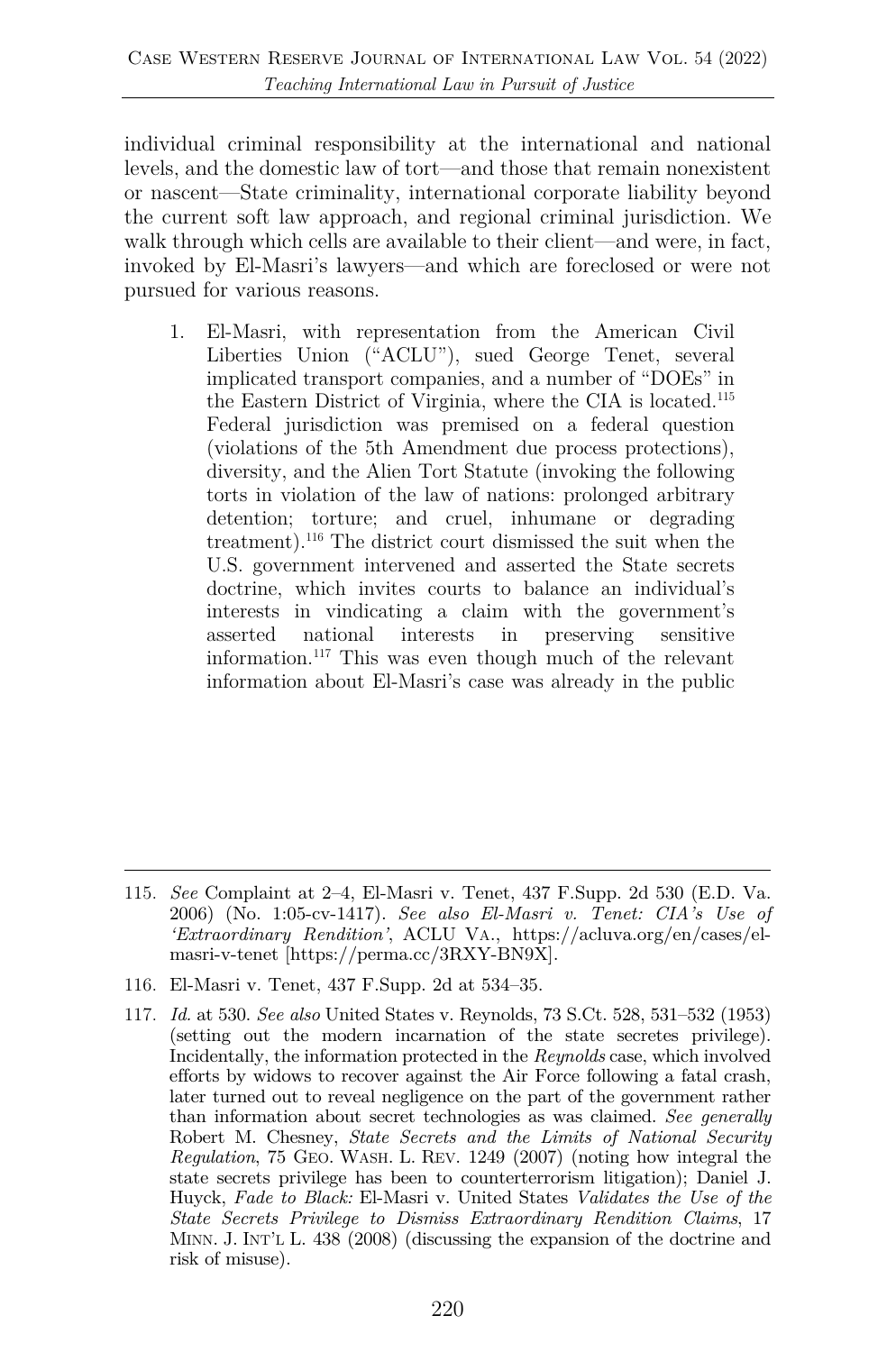individual criminal responsibility at the international and national levels, and the domestic law of tort—and those that remain nonexistent or nascent—State criminality, international corporate liability beyond the current soft law approach, and regional criminal jurisdiction. We walk through which cells are available to their client—and were, in fact, invoked by El-Masri's lawyers—and which are foreclosed or were not pursued for various reasons.

1. El-Masri, with representation from the American Civil Liberties Union ("ACLU"), sued George Tenet, several implicated transport companies, and a number of "DOEs" in the Eastern District of Virginia, where the CIA is located.[115] Federal jurisdiction was premised on a federal question (violations of the 5th Amendment due process protections), diversity, and the Alien Tort Statute (invoking the following torts in violation of the law of nations: prolonged arbitrary detention; torture; and cruel, inhumane or degrading treatment).[116] The district court dismissed the suit when the U.S. government intervened and asserted the State secrets doctrine, which invites courts to balance an individual's interests in vindicating a claim with the government's asserted national interests in preserving sensitive information.[117] This was even though much of the relevant information about El-Masri's case was already in the public

---

115. *See* Complaint at 2–4, El-Masri v. Tenet, 437 F.Supp. 2d 530 (E.D. Va. 2006) (No. 1:05-cv-1417). *See also El-Masri v. Tenet: CIA's Use of 'Extraordinary Rendition'*, ACLU VA., https://acluva.org/en/cases/el-masri-v-tenet [https://perma.cc/3RXY-BN9X].

116. El-Masri v. Tenet, 437 F.Supp. 2d at 534–35.

117. *Id.* at 530. *See also* United States v. Reynolds, 73 S.Ct. 528, 531–532 (1953) (setting out the modern incarnation of the state secretes privilege). Incidentally, the information protected in the *Reynolds* case, which involved efforts by widows to recover against the Air Force following a fatal crash, later turned out to reveal negligence on the part of the government rather than information about secret technologies as was claimed. *See generally* Robert M. Chesney, *State Secrets and the Limits of National Security Regulation*, 75 GEO. WASH. L. REV. 1249 (2007) (noting how integral the state secrets privilege has been to counterterrorism litigation); Daniel J. Huyck, *Fade to Black:* El-Masri v. United States *Validates the Use of the State Secrets Privilege to Dismiss Extraordinary Rendition Claims*, 17 MINN. J. INT'L L. 438 (2008) (discussing the expansion of the doctrine and risk of misuse).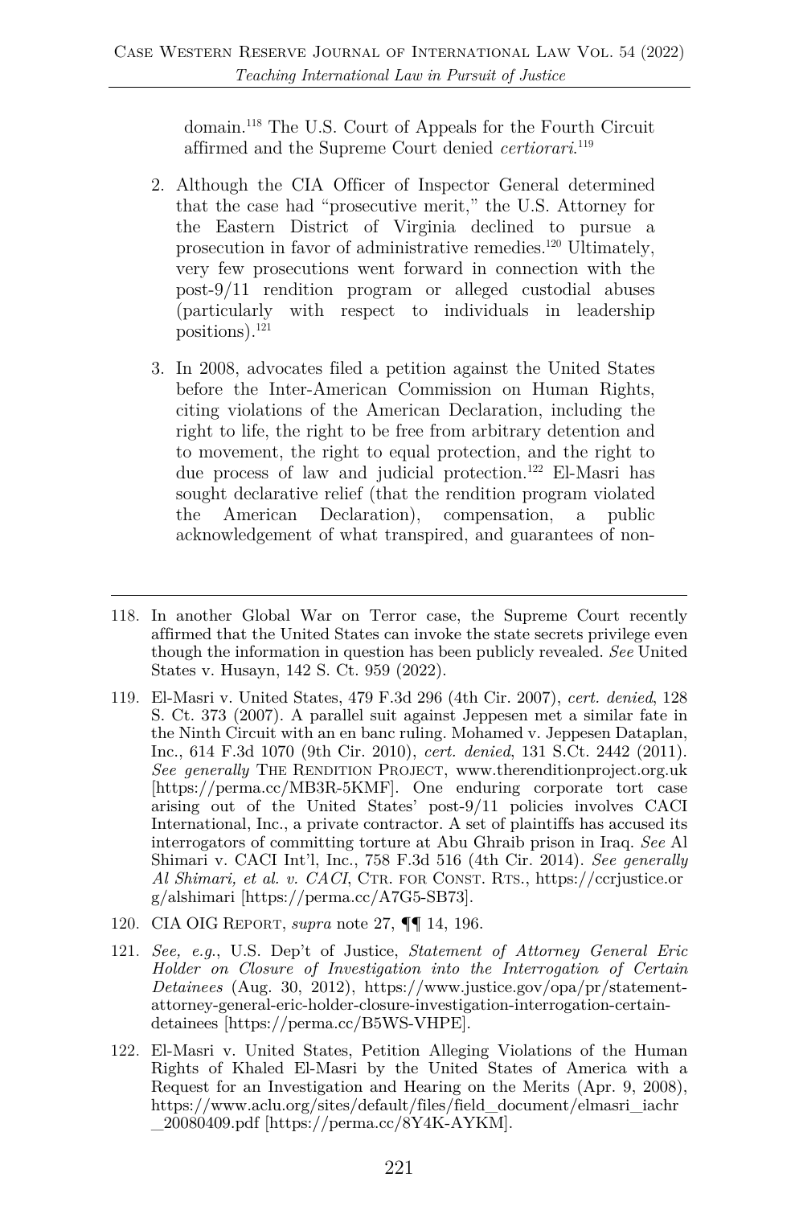domain.[118] The U.S. Court of Appeals for the Fourth Circuit affirmed and the Supreme Court denied *certiorari*.[119]

2. Although the CIA Officer of Inspector General determined that the case had "prosecutive merit," the U.S. Attorney for the Eastern District of Virginia declined to pursue a prosecution in favor of administrative remedies.[120] Ultimately, very few prosecutions went forward in connection with the post-9/11 rendition program or alleged custodial abuses (particularly with respect to individuals in leadership positions).[121]

3. In 2008, advocates filed a petition against the United States before the Inter-American Commission on Human Rights, citing violations of the American Declaration, including the right to life, the right to be free from arbitrary detention and to movement, the right to equal protection, and the right to due process of law and judicial protection.[122] El-Masri has sought declarative relief (that the rendition program violated the American Declaration), compensation, a public acknowledgement of what transpired, and guarantees of non-

---

118. In another Global War on Terror case, the Supreme Court recently affirmed that the United States can invoke the state secrets privilege even though the information in question has been publicly revealed. *See* United States v. Husayn, 142 S. Ct. 959 (2022).

119. El-Masri v. United States, 479 F.3d 296 (4th Cir. 2007), *cert. denied*, 128 S. Ct. 373 (2007). A parallel suit against Jeppesen met a similar fate in the Ninth Circuit with an en banc ruling. Mohamed v. Jeppesen Dataplan, Inc., 614 F.3d 1070 (9th Cir. 2010), *cert. denied*, 131 S.Ct. 2442 (2011). *See generally* THE RENDITION PROJECT, www.therenditionproject.org.uk [https://perma.cc/MB3R-5KMF]. One enduring corporate tort case arising out of the United States' post-9/11 policies involves CACI International, Inc., a private contractor. A set of plaintiffs has accused its interrogators of committing torture at Abu Ghraib prison in Iraq. *See* Al Shimari v. CACI Int'l, Inc., 758 F.3d 516 (4th Cir. 2014). *See generally Al Shimari, et al. v. CACI*, CTR. FOR CONST. RTS., https://ccrjustice.org/alshimari [https://perma.cc/A7G5-SB73].

120. CIA OIG REPORT, *supra* note 27, ¶¶ 14, 196.

121. *See, e.g.*, U.S. Dep't of Justice, *Statement of Attorney General Eric Holder on Closure of Investigation into the Interrogation of Certain Detainees* (Aug. 30, 2012), https://www.justice.gov/opa/pr/statement-attorney-general-eric-holder-closure-investigation-interrogation-certain-detainees [https://perma.cc/B5WS-VHPE].

122. El-Masri v. United States, Petition Alleging Violations of the Human Rights of Khaled El-Masri by the United States of America with a Request for an Investigation and Hearing on the Merits (Apr. 9, 2008), https://www.aclu.org/sites/default/files/field_document/elmasri_iachr_20080409.pdf [https://perma.cc/8Y4K-AYKM].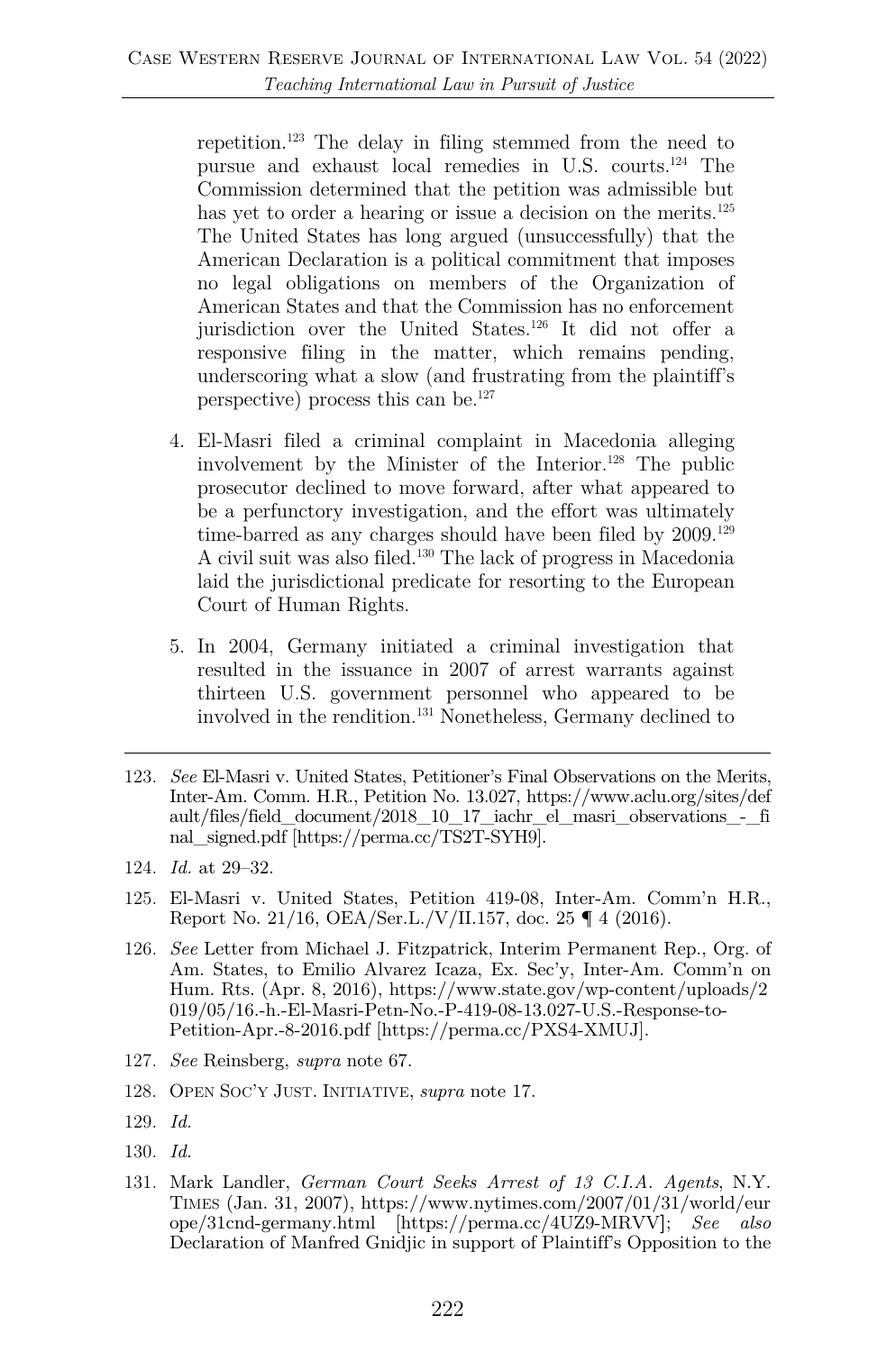repetition.[123] The delay in filing stemmed from the need to pursue and exhaust local remedies in U.S. courts.[124] The Commission determined that the petition was admissible but has yet to order a hearing or issue a decision on the merits.[125] The United States has long argued (unsuccessfully) that the American Declaration is a political commitment that imposes no legal obligations on members of the Organization of American States and that the Commission has no enforcement jurisdiction over the United States.[126] It did not offer a responsive filing in the matter, which remains pending, underscoring what a slow (and frustrating from the plaintiff's perspective) process this can be.[127]

4. El-Masri filed a criminal complaint in Macedonia alleging involvement by the Minister of the Interior.[128] The public prosecutor declined to move forward, after what appeared to be a perfunctory investigation, and the effort was ultimately time-barred as any charges should have been filed by 2009.[129] A civil suit was also filed.[130] The lack of progress in Macedonia laid the jurisdictional predicate for resorting to the European Court of Human Rights.

5. In 2004, Germany initiated a criminal investigation that resulted in the issuance in 2007 of arrest warrants against thirteen U.S. government personnel who appeared to be involved in the rendition.[131] Nonetheless, Germany declined to

---

123. *See* El-Masri v. United States, Petitioner's Final Observations on the Merits, Inter-Am. Comm. H.R., Petition No. 13.027, https://www.aclu.org/sites/default/files/field_document/2018_10_17_iachr_el_masri_observations_-_final_signed.pdf [https://perma.cc/TS2T-SYH9].

124. *Id.* at 29–32.

125. El-Masri v. United States, Petition 419-08, Inter-Am. Comm'n H.R., Report No. 21/16, OEA/Ser.L./V/II.157, doc. 25 ¶ 4 (2016).

126. *See* Letter from Michael J. Fitzpatrick, Interim Permanent Rep., Org. of Am. States, to Emilio Alvarez Icaza, Ex. Sec'y, Inter-Am. Comm'n on Hum. Rts. (Apr. 8, 2016), https://www.state.gov/wp-content/uploads/2019/05/16.-h.-El-Masri-Petn-No.-P-419-08-13.027-U.S.-Response-to-Petition-Apr.-8-2016.pdf [https://perma.cc/PXS4-XMUJ].

127. *See* Reinsberg, *supra* note 67.

128. Open Soc'y Just. Initiative, *supra* note 17.

129. *Id.*

130. *Id.*

131. Mark Landler, *German Court Seeks Arrest of 13 C.I.A. Agents*, N.Y. Times (Jan. 31, 2007), https://www.nytimes.com/2007/01/31/world/europe/31cnd-germany.html [https://perma.cc/4UZ9-MRVV]; *See also* Declaration of Manfred Gnidjic in support of Plaintiff's Opposition to the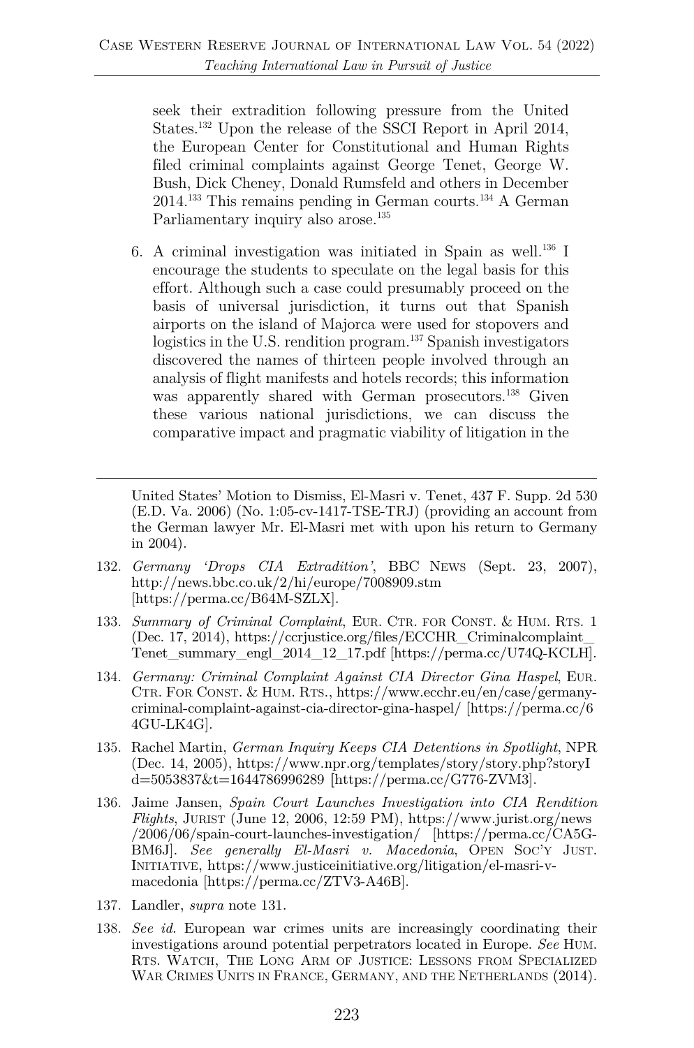seek their extradition following pressure from the United States.[132] Upon the release of the SSCI Report in April 2014, the European Center for Constitutional and Human Rights filed criminal complaints against George Tenet, George W. Bush, Dick Cheney, Donald Rumsfeld and others in December 2014.[133] This remains pending in German courts.[134] A German Parliamentary inquiry also arose.[135]

6. A criminal investigation was initiated in Spain as well.[136] I encourage the students to speculate on the legal basis for this effort. Although such a case could presumably proceed on the basis of universal jurisdiction, it turns out that Spanish airports on the island of Majorca were used for stopovers and logistics in the U.S. rendition program.[137] Spanish investigators discovered the names of thirteen people involved through an analysis of flight manifests and hotels records; this information was apparently shared with German prosecutors.[138] Given these various national jurisdictions, we can discuss the comparative impact and pragmatic viability of litigation in the

---

United States' Motion to Dismiss, El-Masri v. Tenet, 437 F. Supp. 2d 530 (E.D. Va. 2006) (No. 1:05-cv-1417-TSE-TRJ) (providing an account from the German lawyer Mr. El-Masri met with upon his return to Germany in 2004).

132. *Germany 'Drops CIA Extradition'*, BBC NEWS (Sept. 23, 2007), http://news.bbc.co.uk/2/hi/europe/7008909.stm [https://perma.cc/B64M-SZLX].

133. *Summary of Criminal Complaint*, EUR. CTR. FOR CONST. & HUM. RTS. 1 (Dec. 17, 2014), https://ccrjustice.org/files/ECCHR_Criminalcomplaint_Tenet_summary_engl_2014_12_17.pdf [https://perma.cc/U74Q-KCLH].

134. *Germany: Criminal Complaint Against CIA Director Gina Haspel*, EUR. CTR. FOR CONST. & HUM. RTS., https://www.ecchr.eu/en/case/germany-criminal-complaint-against-cia-director-gina-haspel/ [https://perma.cc/64GU-LK4G].

135. Rachel Martin, *German Inquiry Keeps CIA Detentions in Spotlight*, NPR (Dec. 14, 2005), https://www.npr.org/templates/story/story.php?storyId=5053837&t=1644786996289 [https://perma.cc/G776-ZVM3].

136. Jaime Jansen, *Spain Court Launches Investigation into CIA Rendition Flights*, JURIST (June 12, 2006, 12:59 PM), https://www.jurist.org/news/2006/06/spain-court-launches-investigation/ [https://perma.cc/CA5G-BM6J]. *See generally El-Masri v. Macedonia*, OPEN SOC'Y JUST. INITIATIVE, https://www.justiceinitiative.org/litigation/el-masri-v-macedonia [https://perma.cc/ZTV3-A46B].

137. Landler, *supra* note 131.

138. *See id.* European war crimes units are increasingly coordinating their investigations around potential perpetrators located in Europe. *See* HUM. RTS. WATCH, THE LONG ARM OF JUSTICE: LESSONS FROM SPECIALIZED WAR CRIMES UNITS IN FRANCE, GERMANY, AND THE NETHERLANDS (2014).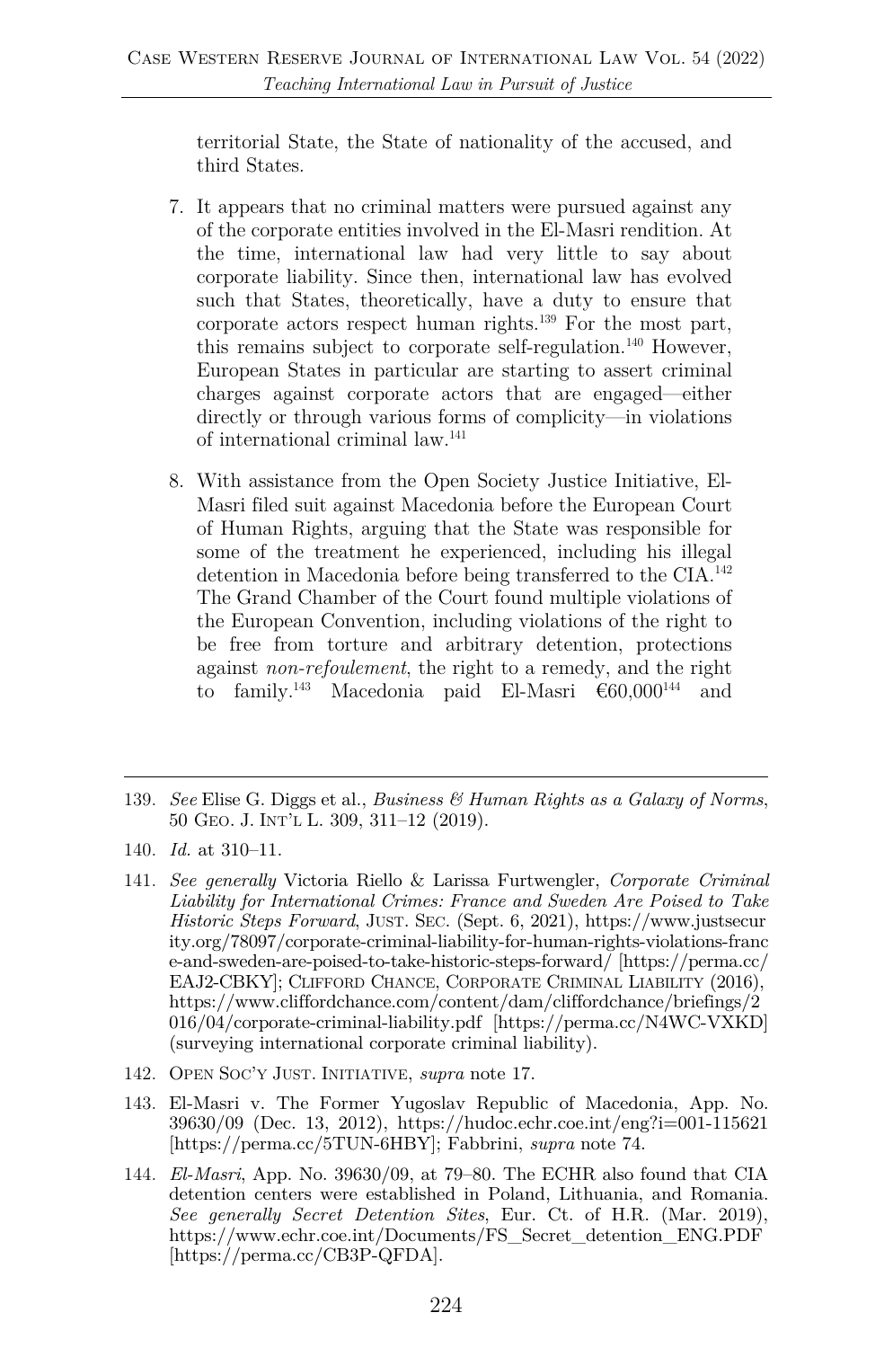territorial State, the State of nationality of the accused, and third States.

7. It appears that no criminal matters were pursued against any of the corporate entities involved in the El-Masri rendition. At the time, international law had very little to say about corporate liability. Since then, international law has evolved such that States, theoretically, have a duty to ensure that corporate actors respect human rights.[139] For the most part, this remains subject to corporate self-regulation.[140] However, European States in particular are starting to assert criminal charges against corporate actors that are engaged—either directly or through various forms of complicity—in violations of international criminal law.[141]

8. With assistance from the Open Society Justice Initiative, El-Masri filed suit against Macedonia before the European Court of Human Rights, arguing that the State was responsible for some of the treatment he experienced, including his illegal detention in Macedonia before being transferred to the CIA.[142] The Grand Chamber of the Court found multiple violations of the European Convention, including violations of the right to be free from torture and arbitrary detention, protections against *non-refoulement*, the right to a remedy, and the right to family.[143] Macedonia paid El-Masri €60,000[144] and

---

139. *See* Elise G. Diggs et al., *Business & Human Rights as a Galaxy of Norms*, 50 GEO. J. INT'L L. 309, 311–12 (2019).

140. *Id.* at 310–11.

141. *See generally* Victoria Riello & Larissa Furtwengler, *Corporate Criminal Liability for International Crimes: France and Sweden Are Poised to Take Historic Steps Forward*, JUST. SEC. (Sept. 6, 2021), https://www.justsecurity.org/78097/corporate-criminal-liability-for-human-rights-violations-france-and-sweden-are-poised-to-take-historic-steps-forward/ [https://perma.cc/EAJ2-CBKY]; CLIFFORD CHANCE, CORPORATE CRIMINAL LIABILITY (2016), https://www.cliffordchance.com/content/dam/cliffordchance/briefings/2016/04/corporate-criminal-liability.pdf [https://perma.cc/N4WC-VXKD] (surveying international corporate criminal liability).

142. OPEN SOC'Y JUST. INITIATIVE, *supra* note 17.

143. El-Masri v. The Former Yugoslav Republic of Macedonia, App. No. 39630/09 (Dec. 13, 2012), https://hudoc.echr.coe.int/eng?i=001-115621 [https://perma.cc/5TUN-6HBY]; Fabbrini, *supra* note 74.

144. *El-Masri*, App. No. 39630/09, at 79–80. The ECHR also found that CIA detention centers were established in Poland, Lithuania, and Romania. *See generally Secret Detention Sites*, Eur. Ct. of H.R. (Mar. 2019), https://www.echr.coe.int/Documents/FS_Secret_detention_ENG.PDF [https://perma.cc/CB3P-QFDA].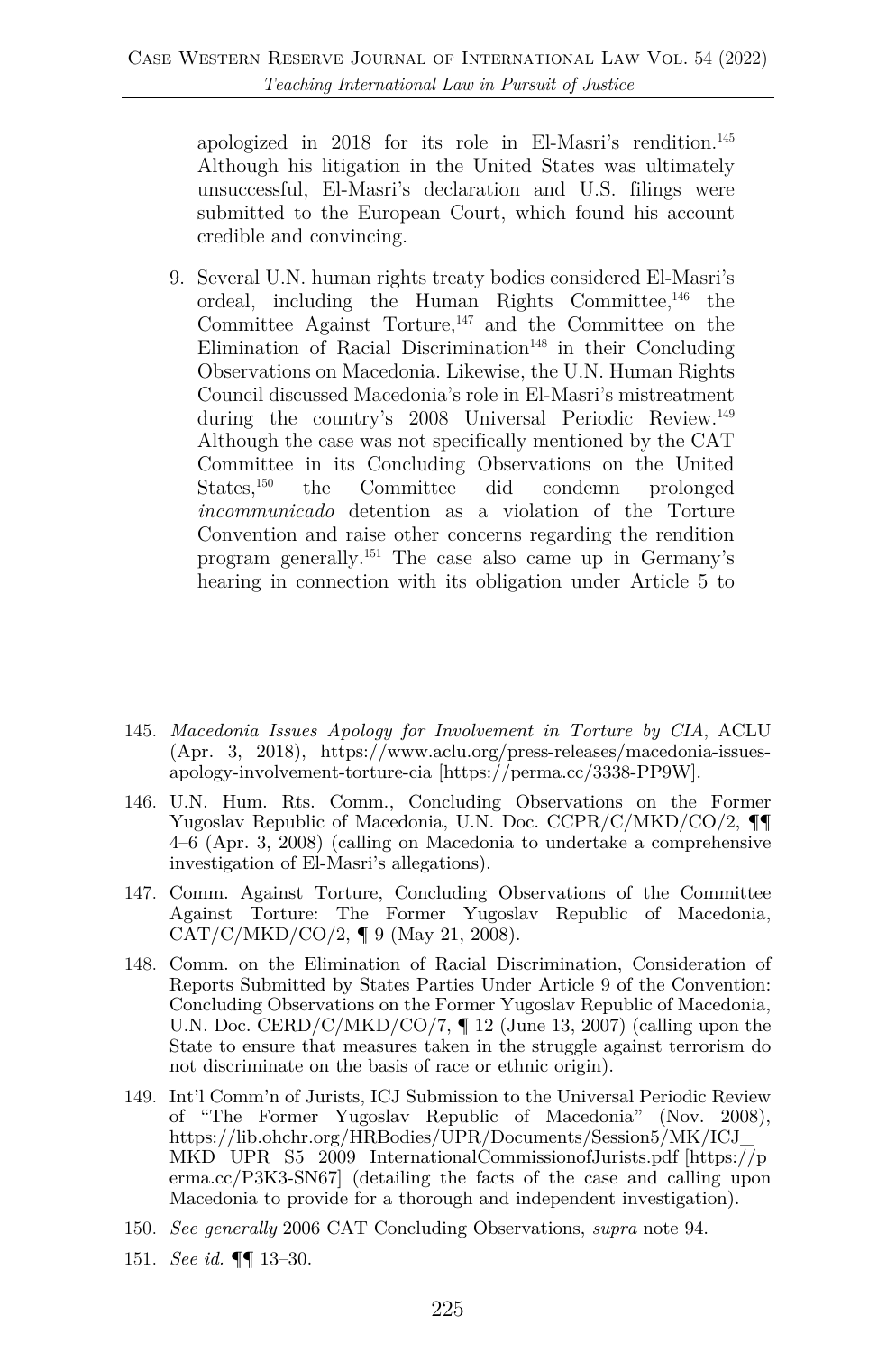apologized in 2018 for its role in El-Masri's rendition.[145] Although his litigation in the United States was ultimately unsuccessful, El-Masri's declaration and U.S. filings were submitted to the European Court, which found his account credible and convincing.

9. Several U.N. human rights treaty bodies considered El-Masri's ordeal, including the Human Rights Committee,[146] the Committee Against Torture,[147] and the Committee on the Elimination of Racial Discrimination[148] in their Concluding Observations on Macedonia. Likewise, the U.N. Human Rights Council discussed Macedonia's role in El-Masri's mistreatment during the country's 2008 Universal Periodic Review.[149] Although the case was not specifically mentioned by the CAT Committee in its Concluding Observations on the United States,[150] the Committee did condemn prolonged *incommunicado* detention as a violation of the Torture Convention and raise other concerns regarding the rendition program generally.[151] The case also came up in Germany's hearing in connection with its obligation under Article 5 to

---

145. *Macedonia Issues Apology for Involvement in Torture by CIA*, ACLU (Apr. 3, 2018), https://www.aclu.org/press-releases/macedonia-issues-apology-involvement-torture-cia [https://perma.cc/3338-PP9W].

146. U.N. Hum. Rts. Comm., Concluding Observations on the Former Yugoslav Republic of Macedonia, U.N. Doc. CCPR/C/MKD/CO/2, ¶¶ 4–6 (Apr. 3, 2008) (calling on Macedonia to undertake a comprehensive investigation of El-Masri's allegations).

147. Comm. Against Torture, Concluding Observations of the Committee Against Torture: The Former Yugoslav Republic of Macedonia, CAT/C/MKD/CO/2, ¶ 9 (May 21, 2008).

148. Comm. on the Elimination of Racial Discrimination, Consideration of Reports Submitted by States Parties Under Article 9 of the Convention: Concluding Observations on the Former Yugoslav Republic of Macedonia, U.N. Doc. CERD/C/MKD/CO/7, ¶ 12 (June 13, 2007) (calling upon the State to ensure that measures taken in the struggle against terrorism do not discriminate on the basis of race or ethnic origin).

149. Int'l Comm'n of Jurists, ICJ Submission to the Universal Periodic Review of "The Former Yugoslav Republic of Macedonia" (Nov. 2008), https://lib.ohchr.org/HRBodies/UPR/Documents/Session5/MK/ICJ_MKD_UPR_S5_2009_InternationalCommissionofJurists.pdf [https://perma.cc/P3K3-SN67] (detailing the facts of the case and calling upon Macedonia to provide for a thorough and independent investigation).

150. *See generally* 2006 CAT Concluding Observations, *supra* note 94.

151. *See id.* ¶¶ 13–30.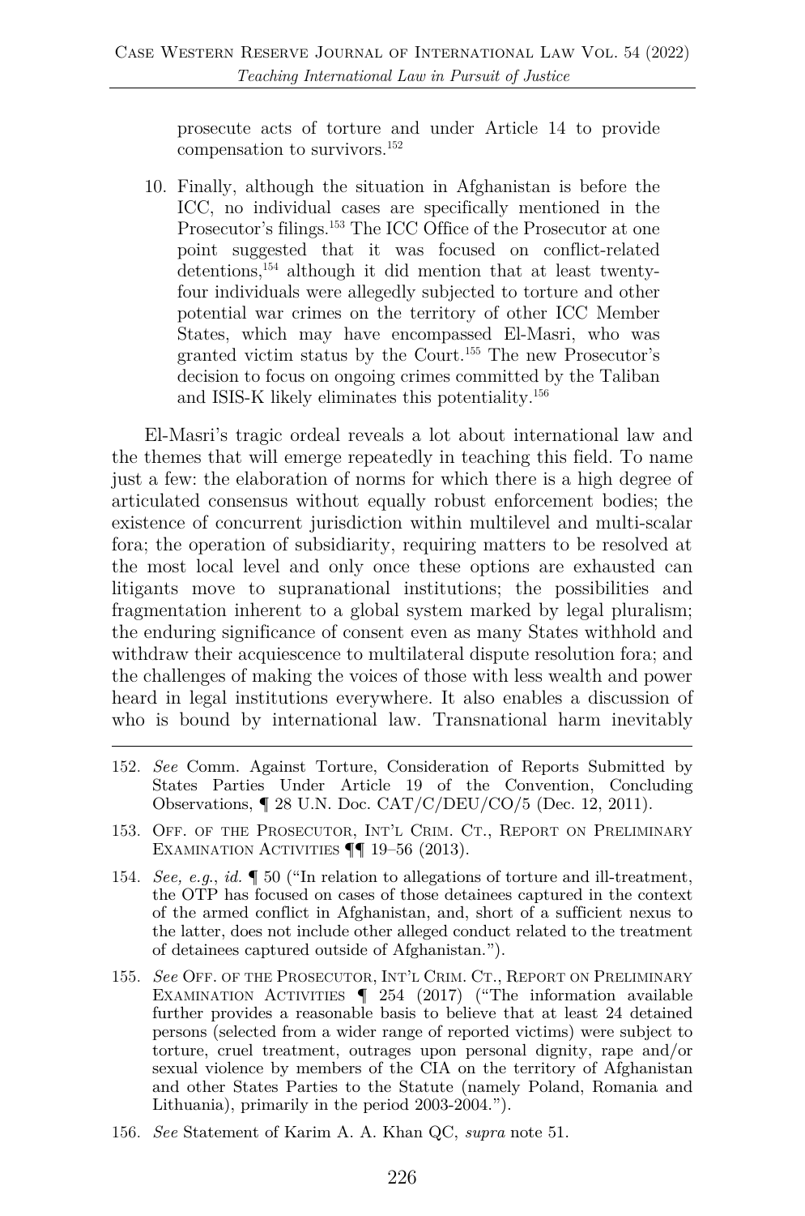prosecute acts of torture and under Article 14 to provide compensation to survivors.[152]

10. Finally, although the situation in Afghanistan is before the ICC, no individual cases are specifically mentioned in the Prosecutor's filings.[153] The ICC Office of the Prosecutor at one point suggested that it was focused on conflict-related detentions,[154] although it did mention that at least twenty-four individuals were allegedly subjected to torture and other potential war crimes on the territory of other ICC Member States, which may have encompassed El-Masri, who was granted victim status by the Court.[155] The new Prosecutor's decision to focus on ongoing crimes committed by the Taliban and ISIS-K likely eliminates this potentiality.[156]

El-Masri's tragic ordeal reveals a lot about international law and the themes that will emerge repeatedly in teaching this field. To name just a few: the elaboration of norms for which there is a high degree of articulated consensus without equally robust enforcement bodies; the existence of concurrent jurisdiction within multilevel and multi-scalar fora; the operation of subsidiarity, requiring matters to be resolved at the most local level and only once these options are exhausted can litigants move to supranational institutions; the possibilities and fragmentation inherent to a global system marked by legal pluralism; the enduring significance of consent even as many States withhold and withdraw their acquiescence to multilateral dispute resolution fora; and the challenges of making the voices of those with less wealth and power heard in legal institutions everywhere. It also enables a discussion of who is bound by international law. Transnational harm inevitably

---

152. *See* Comm. Against Torture, Consideration of Reports Submitted by States Parties Under Article 19 of the Convention, Concluding Observations, ¶ 28 U.N. Doc. CAT/C/DEU/CO/5 (Dec. 12, 2011).

153. Off. of the Prosecutor, Int'l Crim. Ct., Report on Preliminary Examination Activities ¶¶ 19–56 (2013).

154. *See, e.g.*, *id.* ¶ 50 ("In relation to allegations of torture and ill-treatment, the OTP has focused on cases of those detainees captured in the context of the armed conflict in Afghanistan, and, short of a sufficient nexus to the latter, does not include other alleged conduct related to the treatment of detainees captured outside of Afghanistan.").

155. *See* Off. of the Prosecutor, Int'l Crim. Ct., Report on Preliminary Examination Activities ¶ 254 (2017) ("The information available further provides a reasonable basis to believe that at least 24 detained persons (selected from a wider range of reported victims) were subject to torture, cruel treatment, outrages upon personal dignity, rape and/or sexual violence by members of the CIA on the territory of Afghanistan and other States Parties to the Statute (namely Poland, Romania and Lithuania), primarily in the period 2003-2004.").

156. *See* Statement of Karim A. A. Khan QC, *supra* note 51.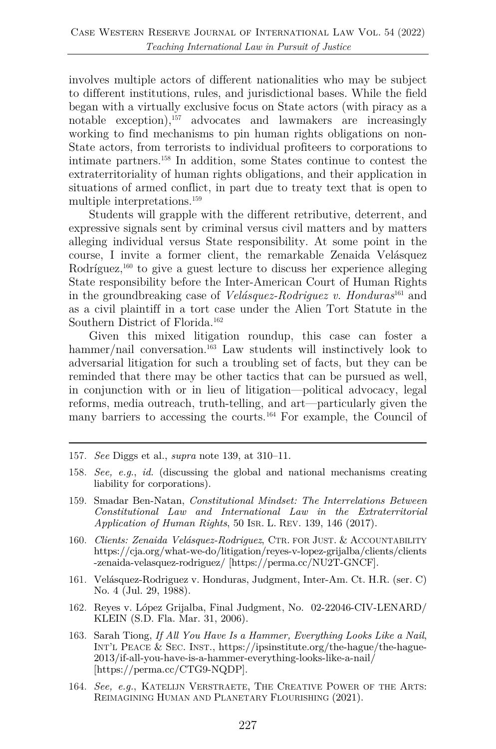involves multiple actors of different nationalities who may be subject to different institutions, rules, and jurisdictional bases. While the field began with a virtually exclusive focus on State actors (with piracy as a notable exception),[157] advocates and lawmakers are increasingly working to find mechanisms to pin human rights obligations on non-State actors, from terrorists to individual profiteers to corporations to intimate partners.[158] In addition, some States continue to contest the extraterritoriality of human rights obligations, and their application in situations of armed conflict, in part due to treaty text that is open to multiple interpretations.[159]

Students will grapple with the different retributive, deterrent, and expressive signals sent by criminal versus civil matters and by matters alleging individual versus State responsibility. At some point in the course, I invite a former client, the remarkable Zenaida Velásquez Rodríguez,[160] to give a guest lecture to discuss her experience alleging State responsibility before the Inter-American Court of Human Rights in the groundbreaking case of *Velásquez-Rodriguez v. Honduras*[161] and as a civil plaintiff in a tort case under the Alien Tort Statute in the Southern District of Florida.[162]

Given this mixed litigation roundup, this case can foster a hammer/nail conversation.[163] Law students will instinctively look to adversarial litigation for such a troubling set of facts, but they can be reminded that there may be other tactics that can be pursued as well, in conjunction with or in lieu of litigation—political advocacy, legal reforms, media outreach, truth-telling, and art—particularly given the many barriers to accessing the courts.[164] For example, the Council of

---

157. *See* Diggs et al., *supra* note 139, at 310–11.

158. *See, e.g.*, *id.* (discussing the global and national mechanisms creating liability for corporations).

159. Smadar Ben-Natan, *Constitutional Mindset: The Interrelations Between Constitutional Law and International Law in the Extraterritorial Application of Human Rights*, 50 Isr. L. Rev. 139, 146 (2017).

160. *Clients: Zenaida Velásquez-Rodriguez*, Ctr. for Just. & Accountability https://cja.org/what-we-do/litigation/reyes-v-lopez-grijalba/clients/clients-zenaida-velasquez-rodriguez/ [https://perma.cc/NU2T-GNCF].

161. Velásquez-Rodriguez v. Honduras, Judgment, Inter-Am. Ct. H.R. (ser. C) No. 4 (Jul. 29, 1988).

162. Reyes v. López Grijalba, Final Judgment, No. 02-22046-CIV-LENARD/KLEIN (S.D. Fla. Mar. 31, 2006).

163. Sarah Tiong, *If All You Have Is a Hammer, Everything Looks Like a Nail*, Int'l Peace & Sec. Inst., https://ipsinstitute.org/the-hague/the-hague-2013/if-all-you-have-is-a-hammer-everything-looks-like-a-nail/ [https://perma.cc/CTG9-NQDP].

164. *See, e.g.*, Katelijn Verstraete, The Creative Power of the Arts: Reimagining Human and Planetary Flourishing (2021).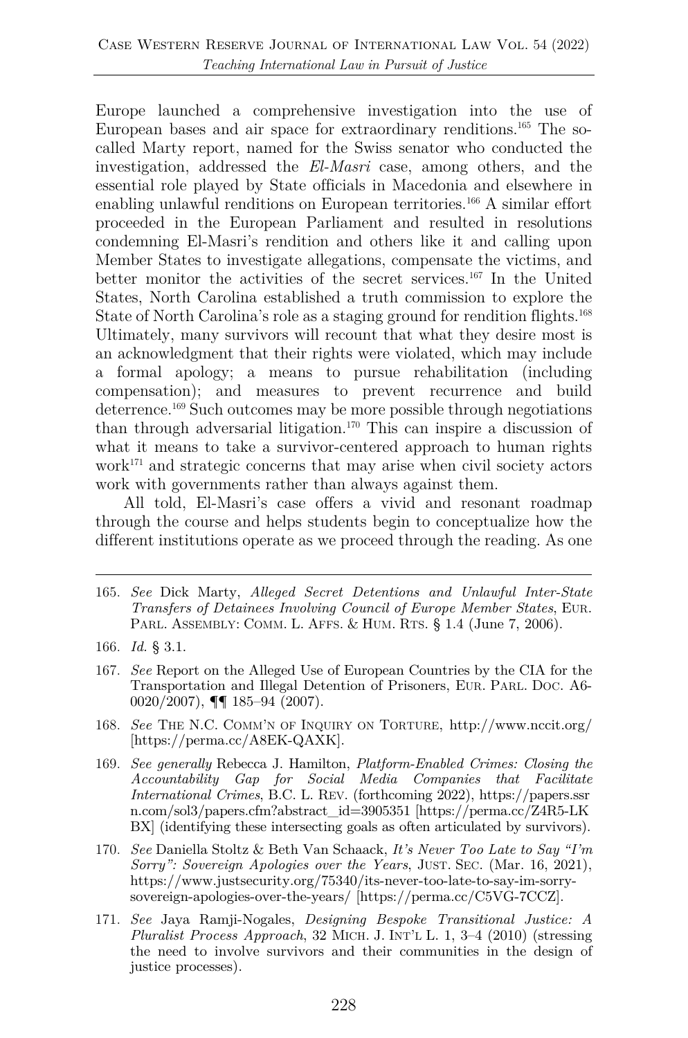Europe launched a comprehensive investigation into the use of European bases and air space for extraordinary renditions.[165] The so-called Marty report, named for the Swiss senator who conducted the investigation, addressed the *El-Masri* case, among others, and the essential role played by State officials in Macedonia and elsewhere in enabling unlawful renditions on European territories.[166] A similar effort proceeded in the European Parliament and resulted in resolutions condemning El-Masri's rendition and others like it and calling upon Member States to investigate allegations, compensate the victims, and better monitor the activities of the secret services.[167] In the United States, North Carolina established a truth commission to explore the State of North Carolina's role as a staging ground for rendition flights.[168] Ultimately, many survivors will recount that what they desire most is an acknowledgment that their rights were violated, which may include a formal apology; a means to pursue rehabilitation (including compensation); and measures to prevent recurrence and build deterrence.[169] Such outcomes may be more possible through negotiations than through adversarial litigation.[170] This can inspire a discussion of what it means to take a survivor-centered approach to human rights work[171] and strategic concerns that may arise when civil society actors work with governments rather than always against them.

All told, El-Masri's case offers a vivid and resonant roadmap through the course and helps students begin to conceptualize how the different institutions operate as we proceed through the reading. As one

---

165. *See* Dick Marty, *Alleged Secret Detentions and Unlawful Inter-State Transfers of Detainees Involving Council of Europe Member States*, EUR. PARL. ASSEMBLY: COMM. L. AFFS. & HUM. RTS. § 1.4 (June 7, 2006).

166. *Id.* § 3.1.

167. *See* Report on the Alleged Use of European Countries by the CIA for the Transportation and Illegal Detention of Prisoners, EUR. PARL. DOC. A6-0020/2007), ¶¶ 185–94 (2007).

168. *See* THE N.C. COMM'N OF INQUIRY ON TORTURE, http://www.nccit.org/ [https://perma.cc/A8EK-QAXK].

169. *See generally* Rebecca J. Hamilton, *Platform-Enabled Crimes: Closing the Accountability Gap for Social Media Companies that Facilitate International Crimes*, B.C. L. REV. (forthcoming 2022), https://papers.ssrn.com/sol3/papers.cfm?abstract_id=3905351 [https://perma.cc/Z4R5-LKBX] (identifying these intersecting goals as often articulated by survivors).

170. *See* Daniella Stoltz & Beth Van Schaack, *It's Never Too Late to Say "I'm Sorry": Sovereign Apologies over the Years*, JUST. SEC. (Mar. 16, 2021), https://www.justsecurity.org/75340/its-never-too-late-to-say-im-sorry-sovereign-apologies-over-the-years/ [https://perma.cc/C5VG-7CCZ].

171. *See* Jaya Ramji-Nogales, *Designing Bespoke Transitional Justice: A Pluralist Process Approach*, 32 MICH. J. INT'L L. 1, 3–4 (2010) (stressing the need to involve survivors and their communities in the design of justice processes).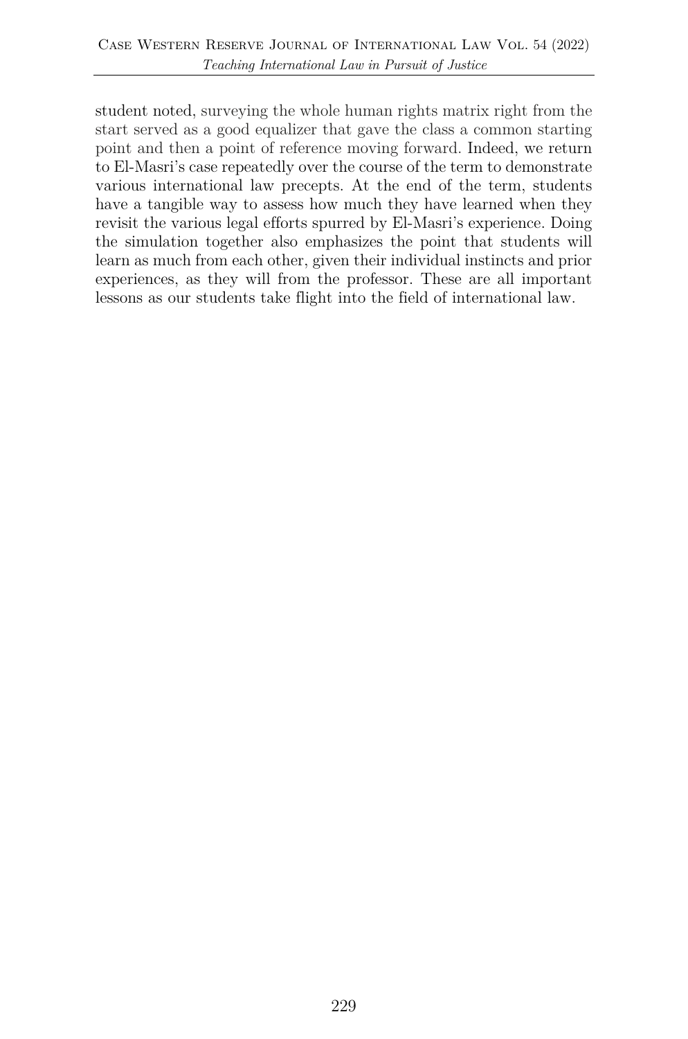student noted, surveying the whole human rights matrix right from the start served as a good equalizer that gave the class a common starting point and then a point of reference moving forward. Indeed, we return to El-Masri's case repeatedly over the course of the term to demonstrate various international law precepts. At the end of the term, students have a tangible way to assess how much they have learned when they revisit the various legal efforts spurred by El-Masri's experience. Doing the simulation together also emphasizes the point that students will learn as much from each other, given their individual instincts and prior experiences, as they will from the professor. These are all important lessons as our students take flight into the field of international law.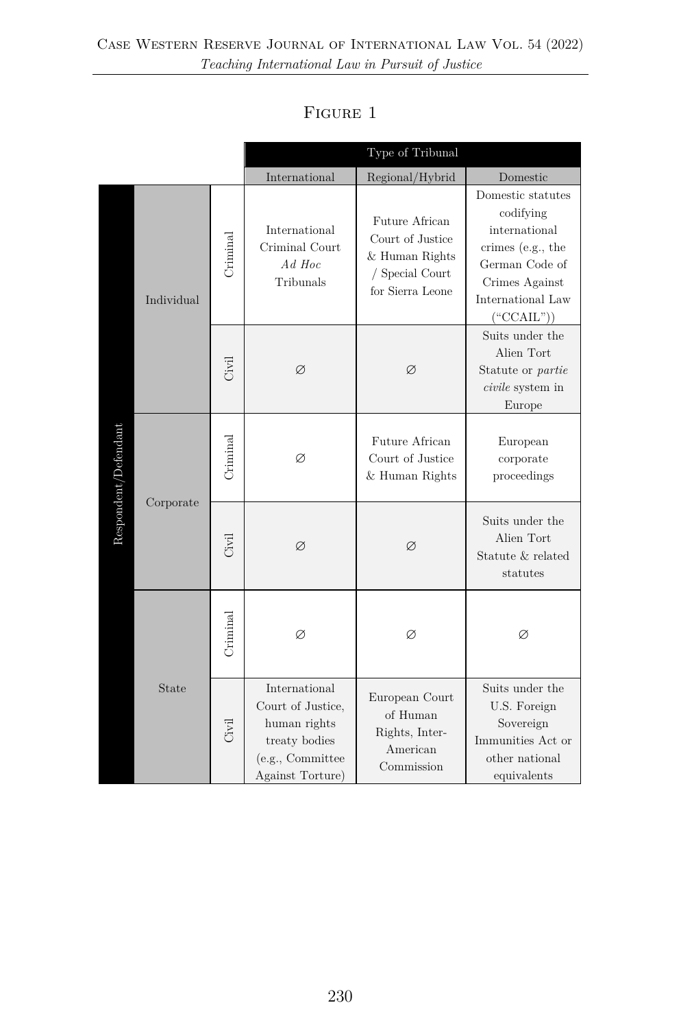FIGURE 1

| Respondent/Defendant | | | Type of Tribunal | | |
|---|---|---|---|---|---|
| | | | International | Regional/Hybrid | Domestic |
| Individual | Criminal | | International Criminal Court *Ad Hoc* Tribunals | Future African Court of Justice & Human Rights / Special Court for Sierra Leone | Domestic statutes codifying international crimes (e.g., the German Code of Crimes Against International Law ("CCAIL")) |
| | Civil | | ∅ | ∅ | Suits under the Alien Tort Statute or *partie civile* system in Europe |
| Corporate | Criminal | | ∅ | Future African Court of Justice & Human Rights | European corporate proceedings |
| | Civil | | ∅ | ∅ | Suits under the Alien Tort Statute & related statutes |
| State | Criminal | | ∅ | ∅ | ∅ |
| | Civil | | International Court of Justice, human rights treaty bodies (e.g., Committee Against Torture) | European Court of Human Rights, Inter-American Commission | Suits under the U.S. Foreign Sovereign Immunities Act or other national equivalents |